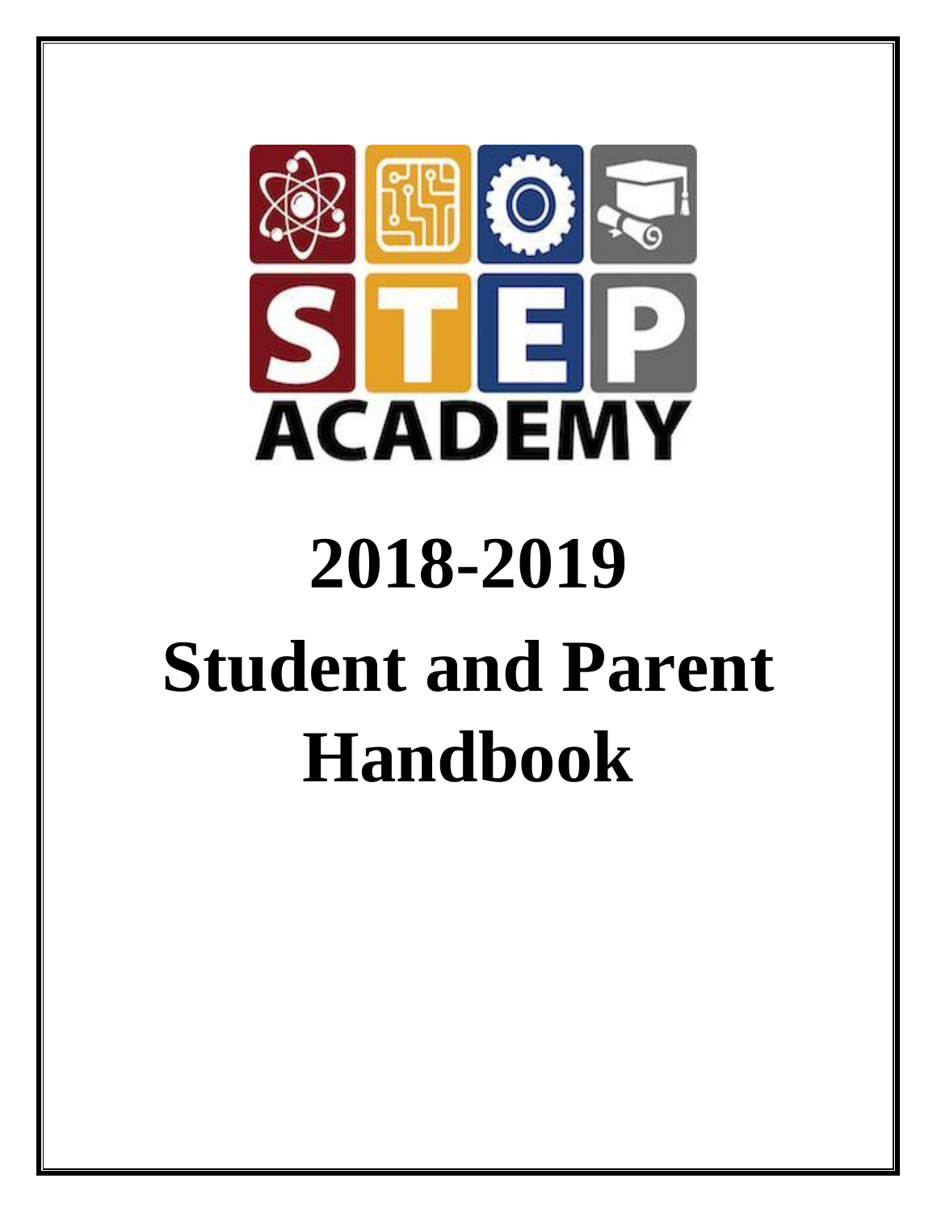STEP ACADEMY

# 2018-2019

# Student and Parent Handbook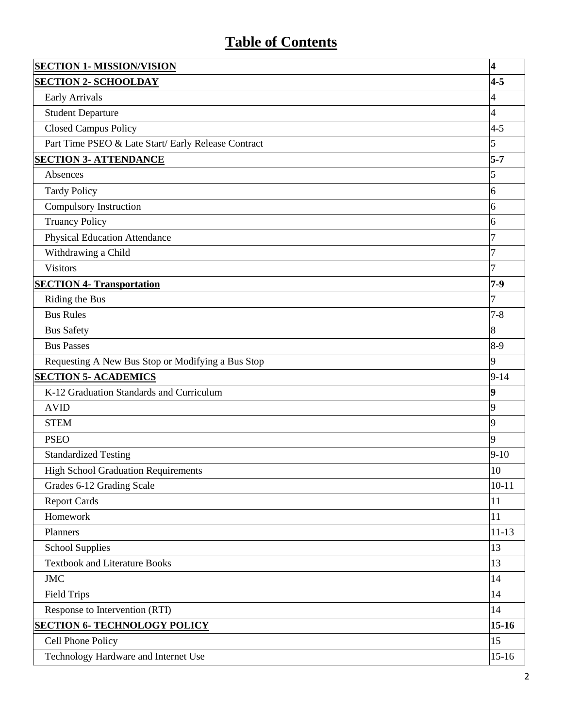# Table of Contents

| | |
|---|---|
| **SECTION 1- MISSION/VISION** | **4** |
| **SECTION 2- SCHOOLDAY** | **4-5** |
| Early Arrivals | 4 |
| Student Departure | 4 |
| Closed Campus Policy | 4-5 |
| Part Time PSEO & Late Start/ Early Release Contract | 5 |
| **SECTION 3- ATTENDANCE** | **5-7** |
| Absences | 5 |
| Tardy Policy | 6 |
| Compulsory Instruction | 6 |
| Truancy Policy | 6 |
| Physical Education Attendance | 7 |
| Withdrawing a Child | 7 |
| Visitors | 7 |
| **SECTION 4- Transportation** | **7-9** |
| Riding the Bus | 7 |
| Bus Rules | 7-8 |
| Bus Safety | 8 |
| Bus Passes | 8-9 |
| Requesting A New Bus Stop or Modifying a Bus Stop | 9 |
| **SECTION 5- ACADEMICS** | 9-14 |
| K-12 Graduation Standards and Curriculum | **9** |
| AVID | 9 |
| STEM | 9 |
| PSEO | 9 |
| Standardized Testing | 9-10 |
| High School Graduation Requirements | 10 |
| Grades 6-12 Grading Scale | 10-11 |
| Report Cards | 11 |
| Homework | 11 |
| Planners | 11-13 |
| School Supplies | 13 |
| Textbook and Literature Books | 13 |
| JMC | 14 |
| Field Trips | 14 |
| Response to Intervention (RTI) | 14 |
| **SECTION 6- TECHNOLOGY POLICY** | **15-16** |
| Cell Phone Policy | 15 |
| Technology Hardware and Internet Use | 15-16 |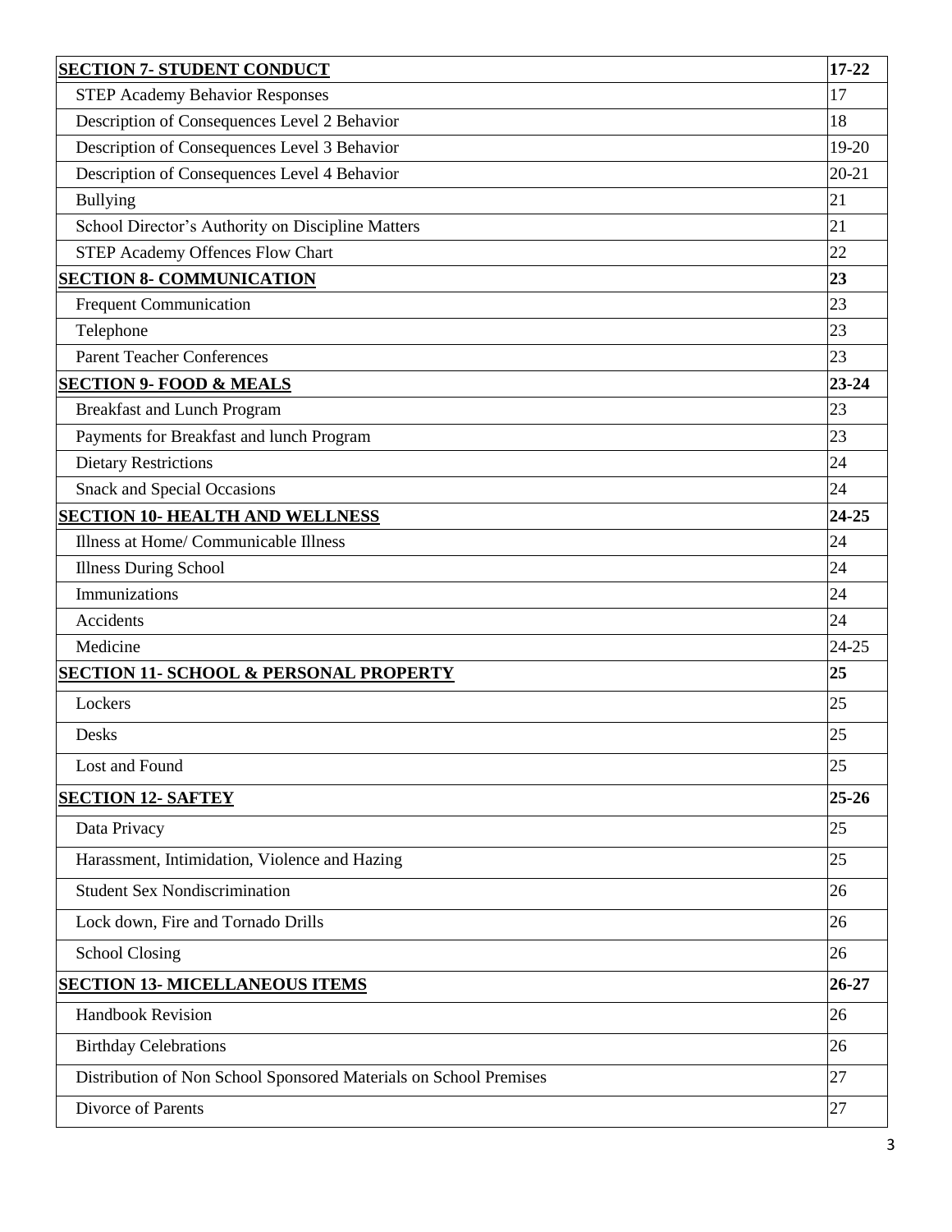| | |
|---|---|
| **SECTION 7- STUDENT CONDUCT** | **17-22** |
| STEP Academy Behavior Responses | 17 |
| Description of Consequences Level 2 Behavior | 18 |
| Description of Consequences Level 3 Behavior | 19-20 |
| Description of Consequences Level 4 Behavior | 20-21 |
| Bullying | 21 |
| School Director's Authority on Discipline Matters | 21 |
| STEP Academy Offences Flow Chart | 22 |
| **SECTION 8- COMMUNICATION** | **23** |
| Frequent Communication | 23 |
| Telephone | 23 |
| Parent Teacher Conferences | 23 |
| **SECTION 9- FOOD & MEALS** | **23-24** |
| Breakfast and Lunch Program | 23 |
| Payments for Breakfast and lunch Program | 23 |
| Dietary Restrictions | 24 |
| Snack and Special Occasions | 24 |
| **SECTION 10- HEALTH AND WELLNESS** | **24-25** |
| Illness at Home/ Communicable Illness | 24 |
| Illness During School | 24 |
| Immunizations | 24 |
| Accidents | 24 |
| Medicine | 24-25 |
| **SECTION 11- SCHOOL & PERSONAL PROPERTY** | **25** |
| Lockers | 25 |
| Desks | 25 |
| Lost and Found | 25 |
| **SECTION 12- SAFTEY** | **25-26** |
| Data Privacy | 25 |
| Harassment, Intimidation, Violence and Hazing | 25 |
| Student Sex Nondiscrimination | 26 |
| Lock down, Fire and Tornado Drills | 26 |
| School Closing | 26 |
| **SECTION 13- MICELLANEOUS ITEMS** | **26-27** |
| Handbook Revision | 26 |
| Birthday Celebrations | 26 |
| Distribution of Non School Sponsored Materials on School Premises | 27 |
| Divorce of Parents | 27 |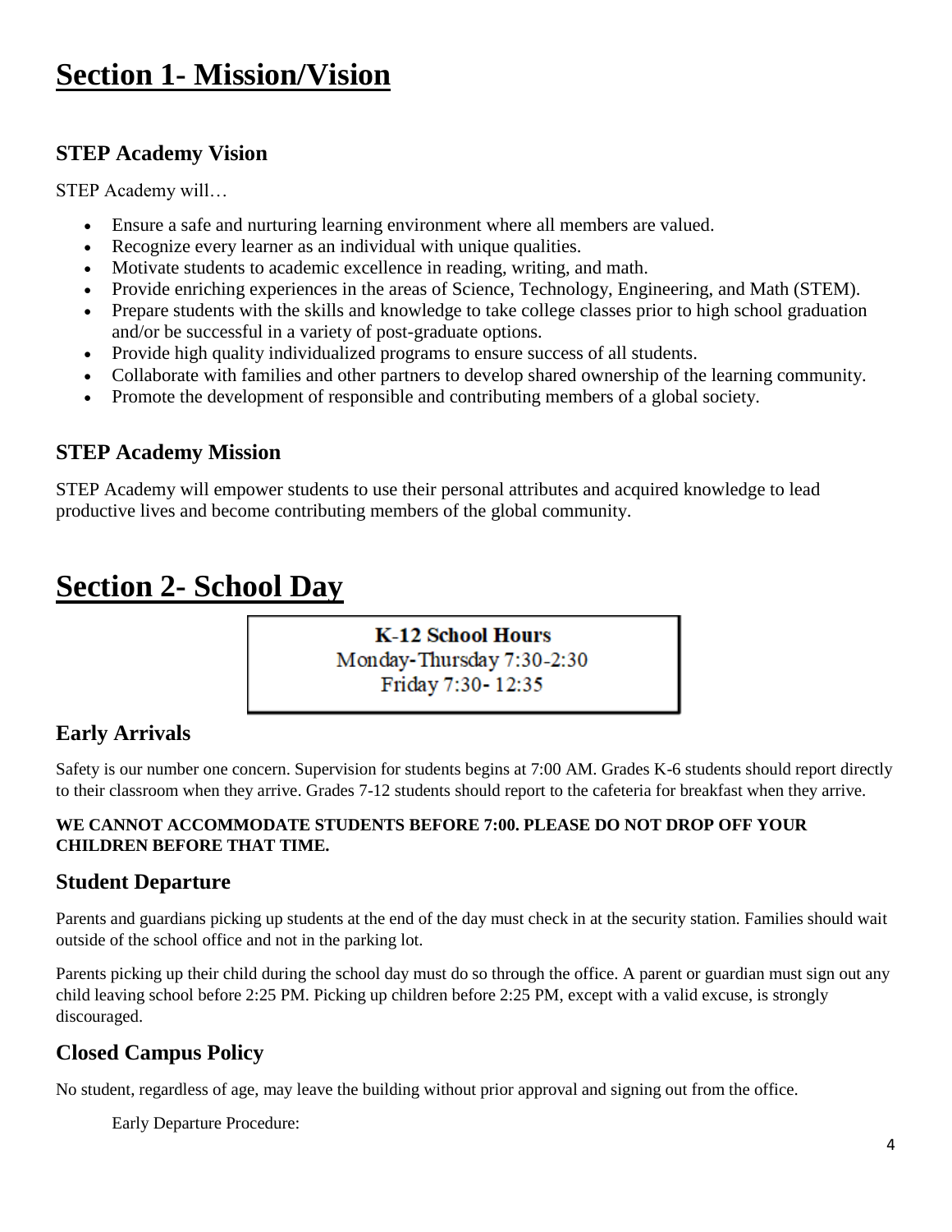# Section 1- Mission/Vision

## STEP Academy Vision

STEP Academy will…

- Ensure a safe and nurturing learning environment where all members are valued.
- Recognize every learner as an individual with unique qualities.
- Motivate students to academic excellence in reading, writing, and math.
- Provide enriching experiences in the areas of Science, Technology, Engineering, and Math (STEM).
- Prepare students with the skills and knowledge to take college classes prior to high school graduation and/or be successful in a variety of post-graduate options.
- Provide high quality individualized programs to ensure success of all students.
- Collaborate with families and other partners to develop shared ownership of the learning community.
- Promote the development of responsible and contributing members of a global society.

## STEP Academy Mission

STEP Academy will empower students to use their personal attributes and acquired knowledge to lead productive lives and become contributing members of the global community.

# Section 2- School Day

**K-12 School Hours**
Monday-Thursday 7:30-2:30
Friday 7:30- 12:35

## Early Arrivals

Safety is our number one concern. Supervision for students begins at 7:00 AM. Grades K-6 students should report directly to their classroom when they arrive. Grades 7-12 students should report to the cafeteria for breakfast when they arrive.

**WE CANNOT ACCOMMODATE STUDENTS BEFORE 7:00. PLEASE DO NOT DROP OFF YOUR CHILDREN BEFORE THAT TIME.**

## Student Departure

Parents and guardians picking up students at the end of the day must check in at the security station. Families should wait outside of the school office and not in the parking lot.

Parents picking up their child during the school day must do so through the office. A parent or guardian must sign out any child leaving school before 2:25 PM. Picking up children before 2:25 PM, except with a valid excuse, is strongly discouraged.

## Closed Campus Policy

No student, regardless of age, may leave the building without prior approval and signing out from the office.

Early Departure Procedure: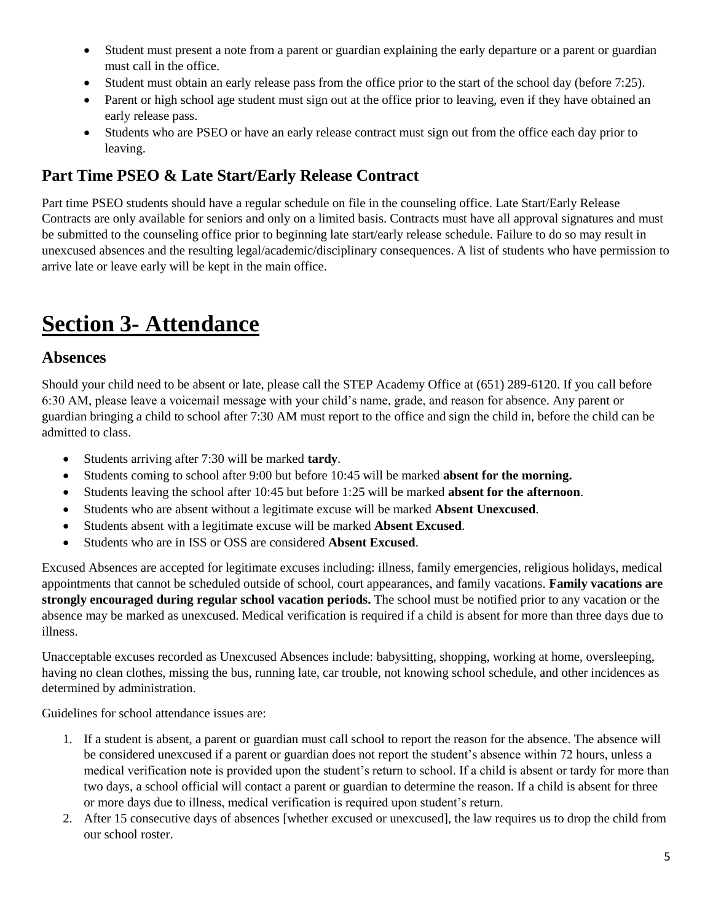- Student must present a note from a parent or guardian explaining the early departure or a parent or guardian must call in the office.
- Student must obtain an early release pass from the office prior to the start of the school day (before 7:25).
- Parent or high school age student must sign out at the office prior to leaving, even if they have obtained an early release pass.
- Students who are PSEO or have an early release contract must sign out from the office each day prior to leaving.

## Part Time PSEO & Late Start/Early Release Contract

Part time PSEO students should have a regular schedule on file in the counseling office. Late Start/Early Release Contracts are only available for seniors and only on a limited basis. Contracts must have all approval signatures and must be submitted to the counseling office prior to beginning late start/early release schedule. Failure to do so may result in unexcused absences and the resulting legal/academic/disciplinary consequences. A list of students who have permission to arrive late or leave early will be kept in the main office.

# Section 3- Attendance

## Absences

Should your child need to be absent or late, please call the STEP Academy Office at (651) 289-6120. If you call before 6:30 AM, please leave a voicemail message with your child's name, grade, and reason for absence. Any parent or guardian bringing a child to school after 7:30 AM must report to the office and sign the child in, before the child can be admitted to class.

- Students arriving after 7:30 will be marked **tardy**.
- Students coming to school after 9:00 but before 10:45 will be marked **absent for the morning.**
- Students leaving the school after 10:45 but before 1:25 will be marked **absent for the afternoon**.
- Students who are absent without a legitimate excuse will be marked **Absent Unexcused**.
- Students absent with a legitimate excuse will be marked **Absent Excused**.
- Students who are in ISS or OSS are considered **Absent Excused**.

Excused Absences are accepted for legitimate excuses including: illness, family emergencies, religious holidays, medical appointments that cannot be scheduled outside of school, court appearances, and family vacations. **Family vacations are strongly encouraged during regular school vacation periods.** The school must be notified prior to any vacation or the absence may be marked as unexcused. Medical verification is required if a child is absent for more than three days due to illness.

Unacceptable excuses recorded as Unexcused Absences include: babysitting, shopping, working at home, oversleeping, having no clean clothes, missing the bus, running late, car trouble, not knowing school schedule, and other incidences as determined by administration.

Guidelines for school attendance issues are:

1. If a student is absent, a parent or guardian must call school to report the reason for the absence. The absence will be considered unexcused if a parent or guardian does not report the student's absence within 72 hours, unless a medical verification note is provided upon the student's return to school. If a child is absent or tardy for more than two days, a school official will contact a parent or guardian to determine the reason. If a child is absent for three or more days due to illness, medical verification is required upon student's return.
2. After 15 consecutive days of absences [whether excused or unexcused], the law requires us to drop the child from our school roster.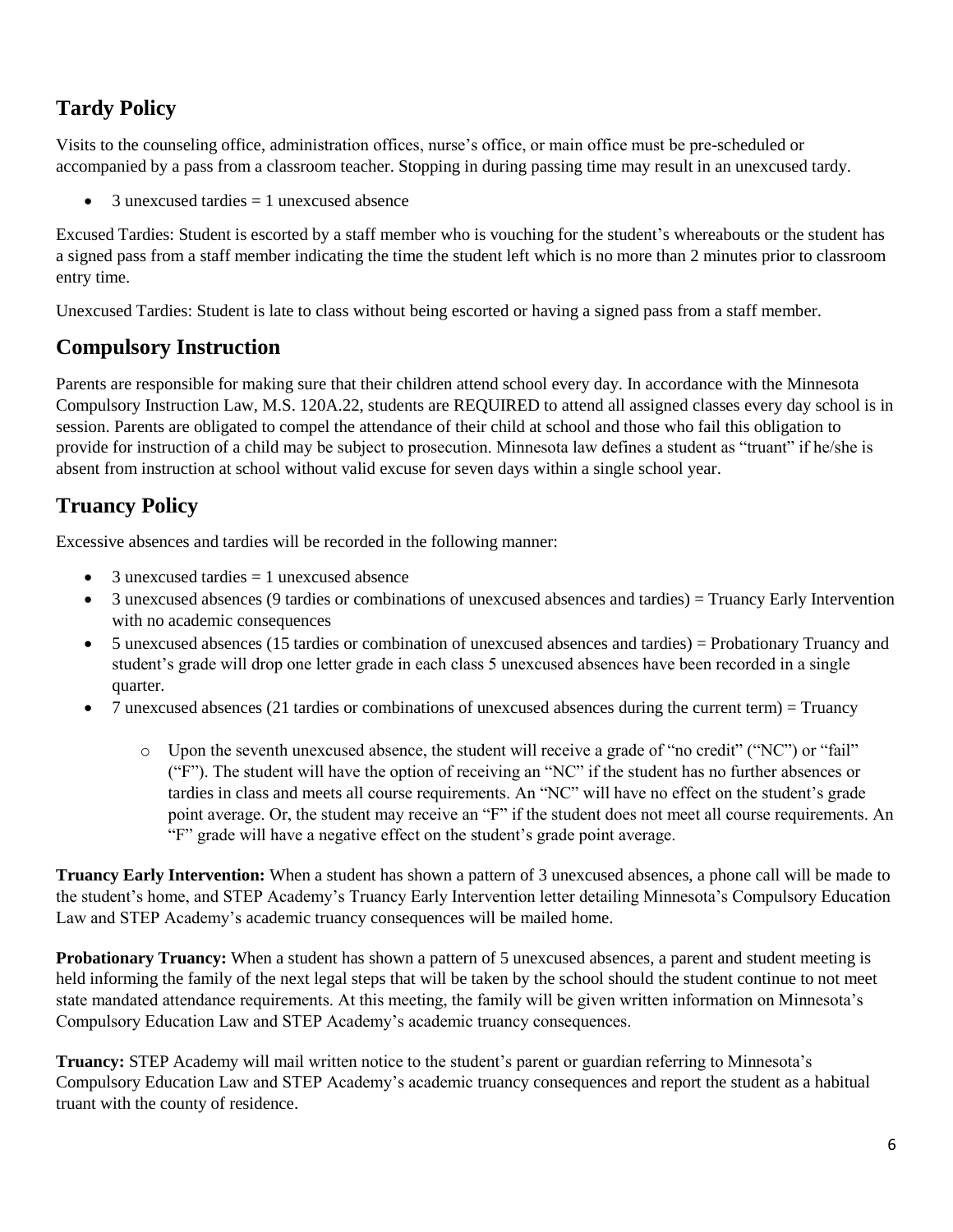## Tardy Policy

Visits to the counseling office, administration offices, nurse's office, or main office must be pre-scheduled or accompanied by a pass from a classroom teacher. Stopping in during passing time may result in an unexcused tardy.

- 3 unexcused tardies = 1 unexcused absence

Excused Tardies: Student is escorted by a staff member who is vouching for the student's whereabouts or the student has a signed pass from a staff member indicating the time the student left which is no more than 2 minutes prior to classroom entry time.

Unexcused Tardies: Student is late to class without being escorted or having a signed pass from a staff member.

## Compulsory Instruction

Parents are responsible for making sure that their children attend school every day. In accordance with the Minnesota Compulsory Instruction Law, M.S. 120A.22, students are REQUIRED to attend all assigned classes every day school is in session. Parents are obligated to compel the attendance of their child at school and those who fail this obligation to provide for instruction of a child may be subject to prosecution. Minnesota law defines a student as "truant" if he/she is absent from instruction at school without valid excuse for seven days within a single school year.

## Truancy Policy

Excessive absences and tardies will be recorded in the following manner:

- 3 unexcused tardies = 1 unexcused absence
- 3 unexcused absences (9 tardies or combinations of unexcused absences and tardies) = Truancy Early Intervention with no academic consequences
- 5 unexcused absences (15 tardies or combination of unexcused absences and tardies) = Probationary Truancy and student's grade will drop one letter grade in each class 5 unexcused absences have been recorded in a single quarter.
- 7 unexcused absences (21 tardies or combinations of unexcused absences during the current term) = Truancy
  - Upon the seventh unexcused absence, the student will receive a grade of "no credit" ("NC") or "fail" ("F"). The student will have the option of receiving an "NC" if the student has no further absences or tardies in class and meets all course requirements. An "NC" will have no effect on the student's grade point average. Or, the student may receive an "F" if the student does not meet all course requirements. An "F" grade will have a negative effect on the student's grade point average.

**Truancy Early Intervention:** When a student has shown a pattern of 3 unexcused absences, a phone call will be made to the student's home, and STEP Academy's Truancy Early Intervention letter detailing Minnesota's Compulsory Education Law and STEP Academy's academic truancy consequences will be mailed home.

**Probationary Truancy:** When a student has shown a pattern of 5 unexcused absences, a parent and student meeting is held informing the family of the next legal steps that will be taken by the school should the student continue to not meet state mandated attendance requirements. At this meeting, the family will be given written information on Minnesota's Compulsory Education Law and STEP Academy's academic truancy consequences.

**Truancy:** STEP Academy will mail written notice to the student's parent or guardian referring to Minnesota's Compulsory Education Law and STEP Academy's academic truancy consequences and report the student as a habitual truant with the county of residence.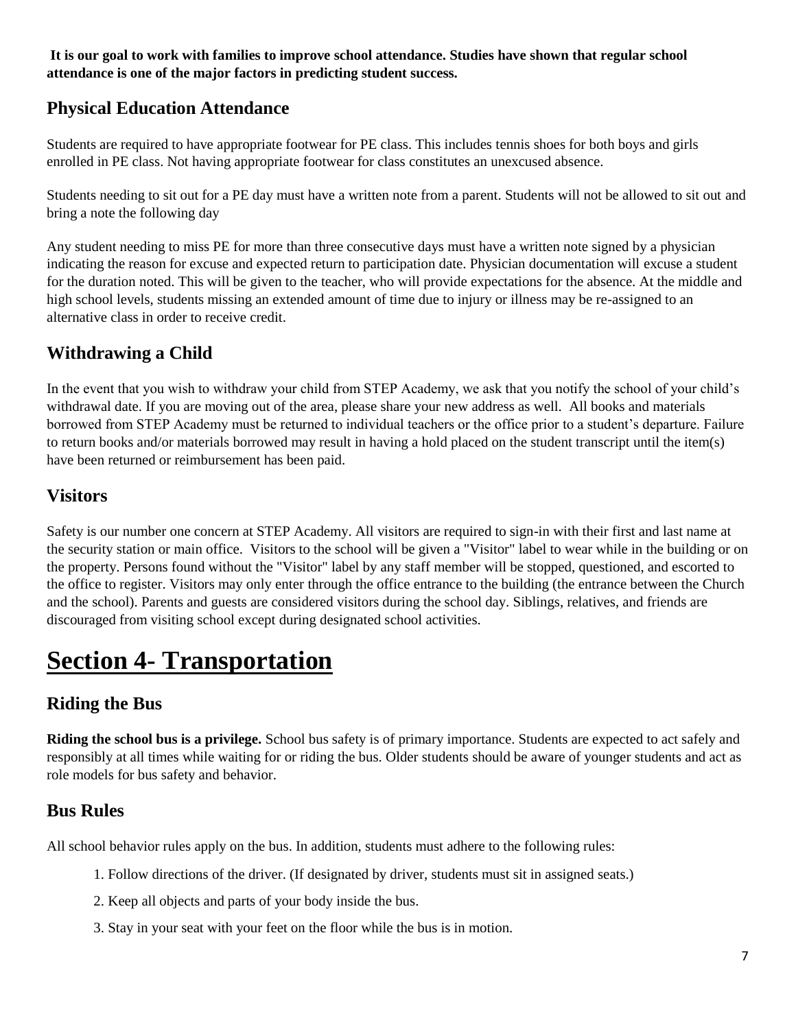**It is our goal to work with families to improve school attendance. Studies have shown that regular school attendance is one of the major factors in predicting student success.**

## Physical Education Attendance

Students are required to have appropriate footwear for PE class. This includes tennis shoes for both boys and girls enrolled in PE class. Not having appropriate footwear for class constitutes an unexcused absence.

Students needing to sit out for a PE day must have a written note from a parent. Students will not be allowed to sit out and bring a note the following day

Any student needing to miss PE for more than three consecutive days must have a written note signed by a physician indicating the reason for excuse and expected return to participation date. Physician documentation will excuse a student for the duration noted. This will be given to the teacher, who will provide expectations for the absence. At the middle and high school levels, students missing an extended amount of time due to injury or illness may be re-assigned to an alternative class in order to receive credit.

## Withdrawing a Child

In the event that you wish to withdraw your child from STEP Academy, we ask that you notify the school of your child's withdrawal date. If you are moving out of the area, please share your new address as well. All books and materials borrowed from STEP Academy must be returned to individual teachers or the office prior to a student's departure. Failure to return books and/or materials borrowed may result in having a hold placed on the student transcript until the item(s) have been returned or reimbursement has been paid.

## Visitors

Safety is our number one concern at STEP Academy. All visitors are required to sign-in with their first and last name at the security station or main office. Visitors to the school will be given a "Visitor" label to wear while in the building or on the property. Persons found without the "Visitor" label by any staff member will be stopped, questioned, and escorted to the office to register. Visitors may only enter through the office entrance to the building (the entrance between the Church and the school). Parents and guests are considered visitors during the school day. Siblings, relatives, and friends are discouraged from visiting school except during designated school activities.

# Section 4- Transportation

## Riding the Bus

**Riding the school bus is a privilege.** School bus safety is of primary importance. Students are expected to act safely and responsibly at all times while waiting for or riding the bus. Older students should be aware of younger students and act as role models for bus safety and behavior.

## Bus Rules

All school behavior rules apply on the bus. In addition, students must adhere to the following rules:

1. Follow directions of the driver. (If designated by driver, students must sit in assigned seats.)
2. Keep all objects and parts of your body inside the bus.
3. Stay in your seat with your feet on the floor while the bus is in motion.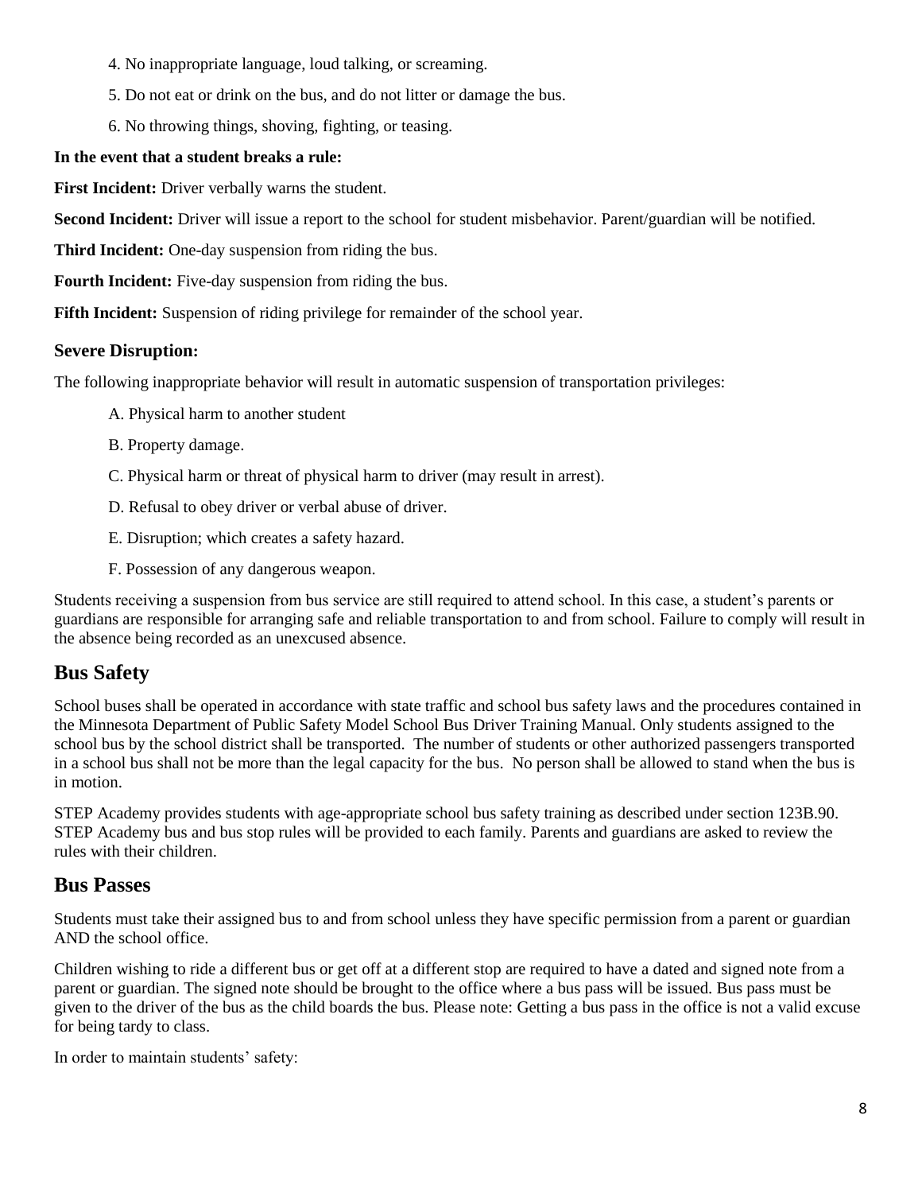4. No inappropriate language, loud talking, or screaming.

5. Do not eat or drink on the bus, and do not litter or damage the bus.

6. No throwing things, shoving, fighting, or teasing.

**In the event that a student breaks a rule:**

**First Incident:** Driver verbally warns the student.

**Second Incident:** Driver will issue a report to the school for student misbehavior. Parent/guardian will be notified.

**Third Incident:** One-day suspension from riding the bus.

**Fourth Incident:** Five-day suspension from riding the bus.

**Fifth Incident:** Suspension of riding privilege for remainder of the school year.

### Severe Disruption:

The following inappropriate behavior will result in automatic suspension of transportation privileges:

A. Physical harm to another student

B. Property damage.

C. Physical harm or threat of physical harm to driver (may result in arrest).

D. Refusal to obey driver or verbal abuse of driver.

E. Disruption; which creates a safety hazard.

F. Possession of any dangerous weapon.

Students receiving a suspension from bus service are still required to attend school. In this case, a student's parents or guardians are responsible for arranging safe and reliable transportation to and from school. Failure to comply will result in the absence being recorded as an unexcused absence.

## Bus Safety

School buses shall be operated in accordance with state traffic and school bus safety laws and the procedures contained in the Minnesota Department of Public Safety Model School Bus Driver Training Manual. Only students assigned to the school bus by the school district shall be transported. The number of students or other authorized passengers transported in a school bus shall not be more than the legal capacity for the bus. No person shall be allowed to stand when the bus is in motion.

STEP Academy provides students with age-appropriate school bus safety training as described under section 123B.90. STEP Academy bus and bus stop rules will be provided to each family. Parents and guardians are asked to review the rules with their children.

## Bus Passes

Students must take their assigned bus to and from school unless they have specific permission from a parent or guardian AND the school office.

Children wishing to ride a different bus or get off at a different stop are required to have a dated and signed note from a parent or guardian. The signed note should be brought to the office where a bus pass will be issued. Bus pass must be given to the driver of the bus as the child boards the bus. Please note: Getting a bus pass in the office is not a valid excuse for being tardy to class.

In order to maintain students' safety: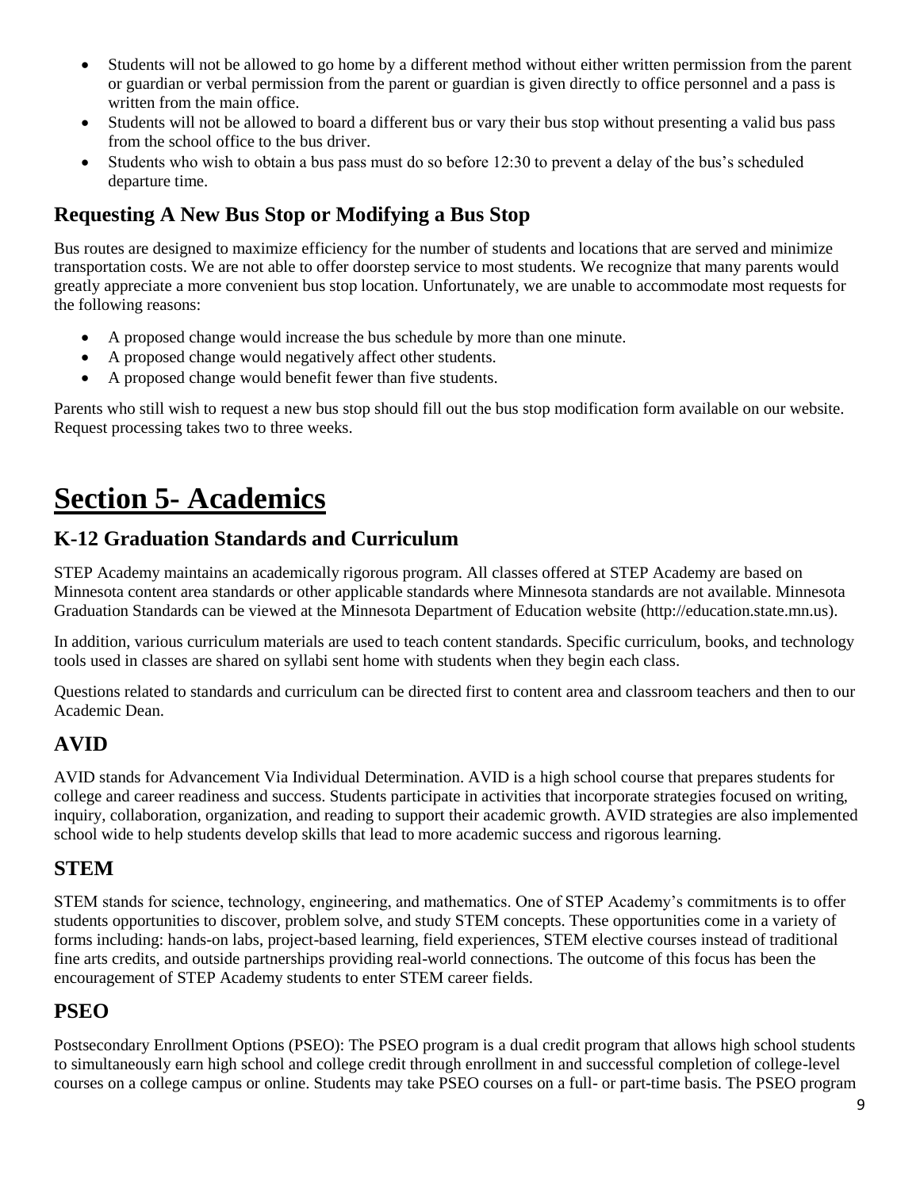- Students will not be allowed to go home by a different method without either written permission from the parent or guardian or verbal permission from the parent or guardian is given directly to office personnel and a pass is written from the main office.
- Students will not be allowed to board a different bus or vary their bus stop without presenting a valid bus pass from the school office to the bus driver.
- Students who wish to obtain a bus pass must do so before 12:30 to prevent a delay of the bus's scheduled departure time.

## Requesting A New Bus Stop or Modifying a Bus Stop

Bus routes are designed to maximize efficiency for the number of students and locations that are served and minimize transportation costs. We are not able to offer doorstep service to most students. We recognize that many parents would greatly appreciate a more convenient bus stop location. Unfortunately, we are unable to accommodate most requests for the following reasons:

- A proposed change would increase the bus schedule by more than one minute.
- A proposed change would negatively affect other students.
- A proposed change would benefit fewer than five students.

Parents who still wish to request a new bus stop should fill out the bus stop modification form available on our website. Request processing takes two to three weeks.

# Section 5- Academics

## K-12 Graduation Standards and Curriculum

STEP Academy maintains an academically rigorous program. All classes offered at STEP Academy are based on Minnesota content area standards or other applicable standards where Minnesota standards are not available. Minnesota Graduation Standards can be viewed at the Minnesota Department of Education website (http://education.state.mn.us).

In addition, various curriculum materials are used to teach content standards. Specific curriculum, books, and technology tools used in classes are shared on syllabi sent home with students when they begin each class.

Questions related to standards and curriculum can be directed first to content area and classroom teachers and then to our Academic Dean.

## AVID

AVID stands for Advancement Via Individual Determination. AVID is a high school course that prepares students for college and career readiness and success. Students participate in activities that incorporate strategies focused on writing, inquiry, collaboration, organization, and reading to support their academic growth. AVID strategies are also implemented school wide to help students develop skills that lead to more academic success and rigorous learning.

## STEM

STEM stands for science, technology, engineering, and mathematics. One of STEP Academy's commitments is to offer students opportunities to discover, problem solve, and study STEM concepts. These opportunities come in a variety of forms including: hands-on labs, project-based learning, field experiences, STEM elective courses instead of traditional fine arts credits, and outside partnerships providing real-world connections. The outcome of this focus has been the encouragement of STEP Academy students to enter STEM career fields.

## PSEO

Postsecondary Enrollment Options (PSEO): The PSEO program is a dual credit program that allows high school students to simultaneously earn high school and college credit through enrollment in and successful completion of college-level courses on a college campus or online. Students may take PSEO courses on a full- or part-time basis. The PSEO program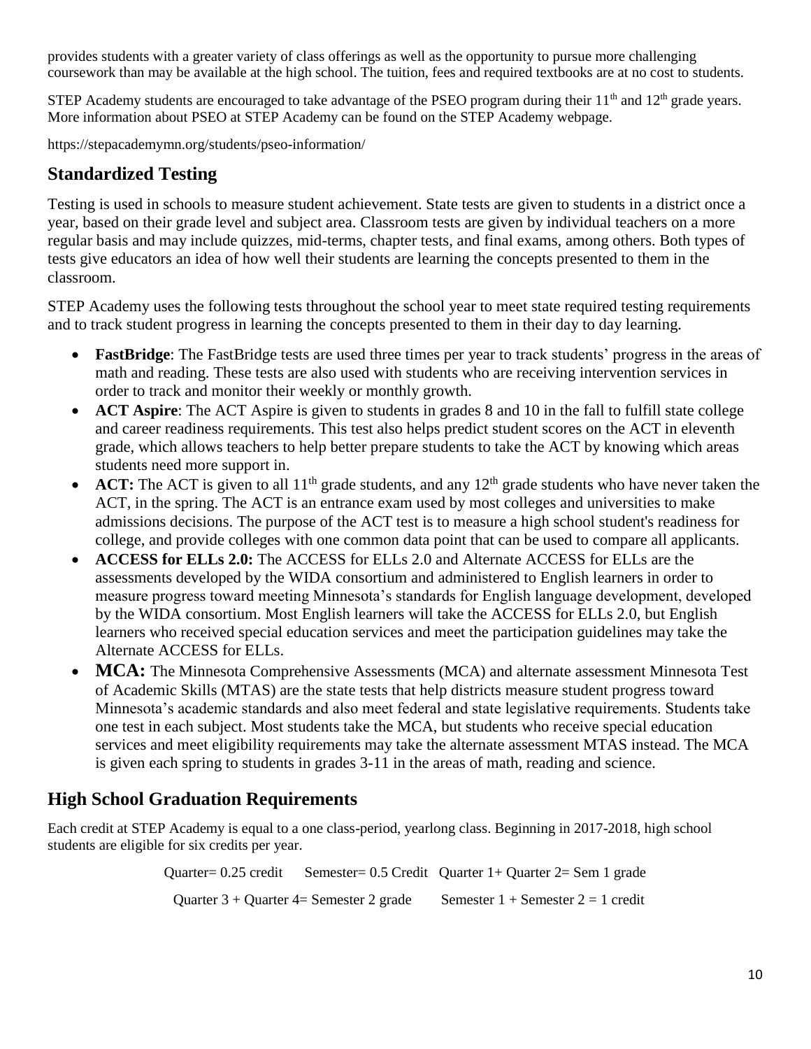provides students with a greater variety of class offerings as well as the opportunity to pursue more challenging coursework than may be available at the high school. The tuition, fees and required textbooks are at no cost to students.

STEP Academy students are encouraged to take advantage of the PSEO program during their 11th and 12th grade years. More information about PSEO at STEP Academy can be found on the STEP Academy webpage.

https://stepacademymn.org/students/pseo-information/

## Standardized Testing

Testing is used in schools to measure student achievement. State tests are given to students in a district once a year, based on their grade level and subject area. Classroom tests are given by individual teachers on a more regular basis and may include quizzes, mid-terms, chapter tests, and final exams, among others. Both types of tests give educators an idea of how well their students are learning the concepts presented to them in the classroom.

STEP Academy uses the following tests throughout the school year to meet state required testing requirements and to track student progress in learning the concepts presented to them in their day to day learning.

- **FastBridge**: The FastBridge tests are used three times per year to track students' progress in the areas of math and reading. These tests are also used with students who are receiving intervention services in order to track and monitor their weekly or monthly growth.
- **ACT Aspire**: The ACT Aspire is given to students in grades 8 and 10 in the fall to fulfill state college and career readiness requirements. This test also helps predict student scores on the ACT in eleventh grade, which allows teachers to help better prepare students to take the ACT by knowing which areas students need more support in.
- **ACT:** The ACT is given to all 11th grade students, and any 12th grade students who have never taken the ACT, in the spring. The ACT is an entrance exam used by most colleges and universities to make admissions decisions. The purpose of the ACT test is to measure a high school student's readiness for college, and provide colleges with one common data point that can be used to compare all applicants.
- **ACCESS for ELLs 2.0:** The ACCESS for ELLs 2.0 and Alternate ACCESS for ELLs are the assessments developed by the WIDA consortium and administered to English learners in order to measure progress toward meeting Minnesota's standards for English language development, developed by the WIDA consortium. Most English learners will take the ACCESS for ELLs 2.0, but English learners who received special education services and meet the participation guidelines may take the Alternate ACCESS for ELLs.
- **MCA:** The Minnesota Comprehensive Assessments (MCA) and alternate assessment Minnesota Test of Academic Skills (MTAS) are the state tests that help districts measure student progress toward Minnesota's academic standards and also meet federal and state legislative requirements. Students take one test in each subject. Most students take the MCA, but students who receive special education services and meet eligibility requirements may take the alternate assessment MTAS instead. The MCA is given each spring to students in grades 3-11 in the areas of math, reading and science.

## High School Graduation Requirements

Each credit at STEP Academy is equal to a one class-period, yearlong class. Beginning in 2017-2018, high school students are eligible for six credits per year.

Quarter= 0.25 credit Semester= 0.5 Credit Quarter 1+ Quarter 2= Sem 1 grade

Quarter 3 + Quarter 4= Semester 2 grade Semester 1 + Semester 2 = 1 credit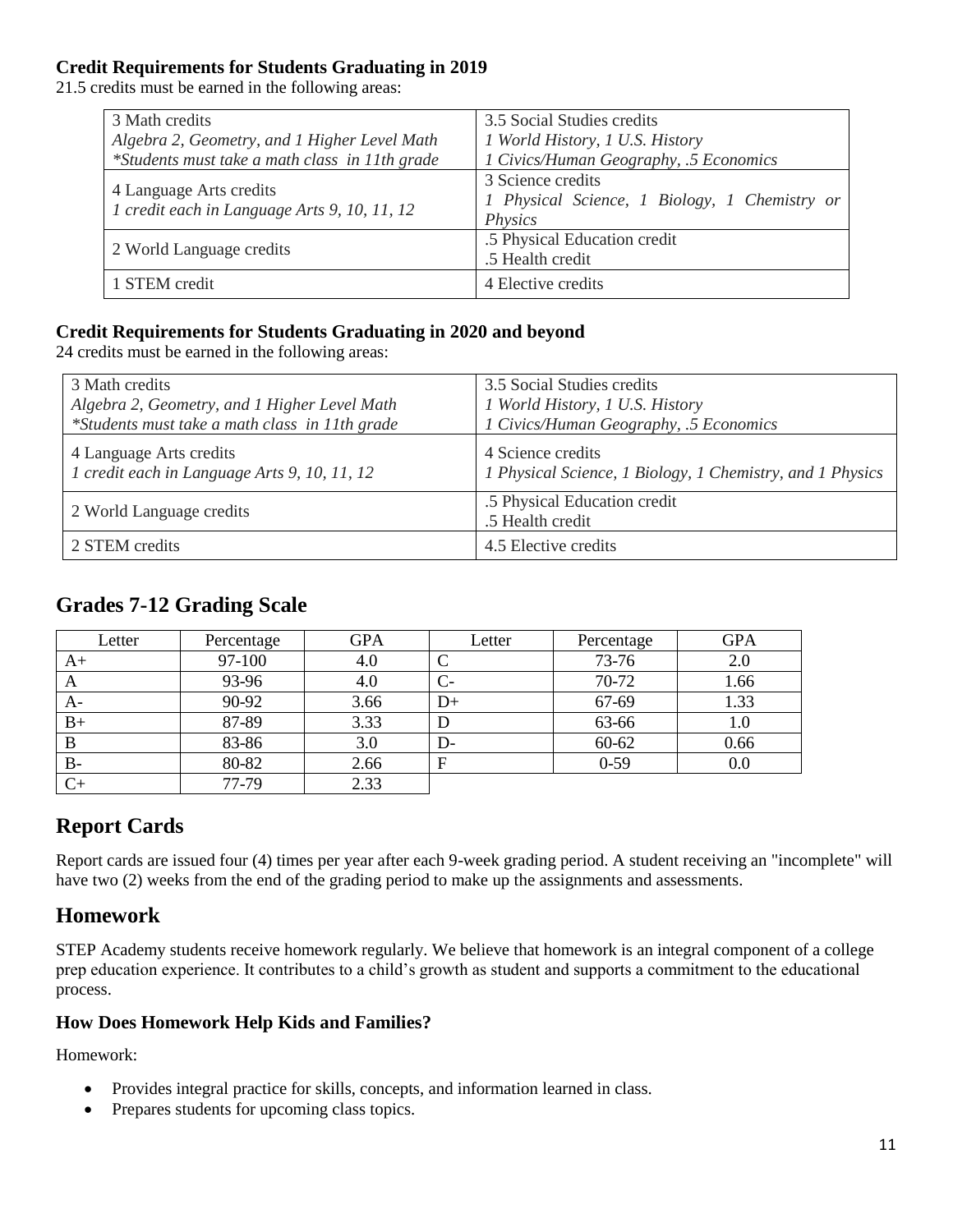### Credit Requirements for Students Graduating in 2019

21.5 credits must be earned in the following areas:

| | |
|---|---|
| 3 Math credits<br>*Algebra 2, Geometry, and 1 Higher Level Math*<br>*\*Students must take a math class in 11th grade* | 3.5 Social Studies credits<br>*1 World History, 1 U.S. History*<br>*1 Civics/Human Geography, .5 Economics* |
| 4 Language Arts credits<br>*1 credit each in Language Arts 9, 10, 11, 12* | 3 Science credits<br>*1 Physical Science, 1 Biology, 1 Chemistry or Physics* |
| 2 World Language credits | .5 Physical Education credit<br>.5 Health credit |
| 1 STEM credit | 4 Elective credits |

### Credit Requirements for Students Graduating in 2020 and beyond

24 credits must be earned in the following areas:

| | |
|---|---|
| 3 Math credits<br>*Algebra 2, Geometry, and 1 Higher Level Math*<br>*\*Students must take a math class in 11th grade* | 3.5 Social Studies credits<br>*1 World History, 1 U.S. History*<br>*1 Civics/Human Geography, .5 Economics* |
| 4 Language Arts credits<br>*1 credit each in Language Arts 9, 10, 11, 12* | 4 Science credits<br>*1 Physical Science, 1 Biology, 1 Chemistry, and 1 Physics* |
| 2 World Language credits | .5 Physical Education credit<br>.5 Health credit |
| 2 STEM credits | 4.5 Elective credits |

## Grades 7-12 Grading Scale

| Letter | Percentage | GPA | Letter | Percentage | GPA |
|---|---|---|---|---|---|
| A+ | 97-100 | 4.0 | C | 73-76 | 2.0 |
| A | 93-96 | 4.0 | C- | 70-72 | 1.66 |
| A- | 90-92 | 3.66 | D+ | 67-69 | 1.33 |
| B+ | 87-89 | 3.33 | D | 63-66 | 1.0 |
| B | 83-86 | 3.0 | D- | 60-62 | 0.66 |
| B- | 80-82 | 2.66 | F | 0-59 | 0.0 |
| C+ | 77-79 | 2.33 | | | |

## Report Cards

Report cards are issued four (4) times per year after each 9-week grading period. A student receiving an "incomplete" will have two (2) weeks from the end of the grading period to make up the assignments and assessments.

## Homework

STEP Academy students receive homework regularly. We believe that homework is an integral component of a college prep education experience. It contributes to a child's growth as student and supports a commitment to the educational process.

### How Does Homework Help Kids and Families?

Homework:

- Provides integral practice for skills, concepts, and information learned in class.
- Prepares students for upcoming class topics.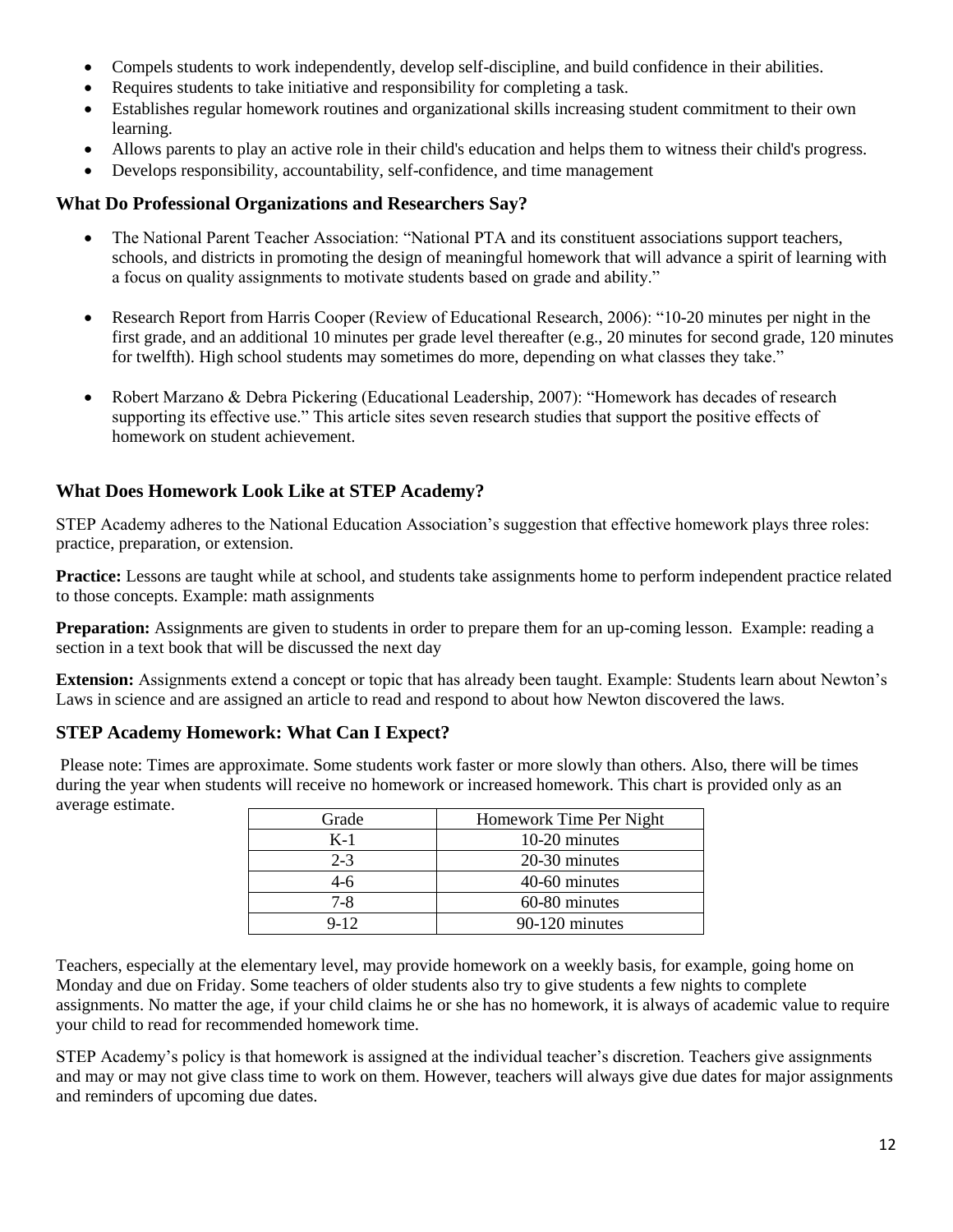- Compels students to work independently, develop self-discipline, and build confidence in their abilities.
- Requires students to take initiative and responsibility for completing a task.
- Establishes regular homework routines and organizational skills increasing student commitment to their own learning.
- Allows parents to play an active role in their child's education and helps them to witness their child's progress.
- Develops responsibility, accountability, self-confidence, and time management

### What Do Professional Organizations and Researchers Say?

- The National Parent Teacher Association: "National PTA and its constituent associations support teachers, schools, and districts in promoting the design of meaningful homework that will advance a spirit of learning with a focus on quality assignments to motivate students based on grade and ability."

- Research Report from Harris Cooper (Review of Educational Research, 2006): "10-20 minutes per night in the first grade, and an additional 10 minutes per grade level thereafter (e.g., 20 minutes for second grade, 120 minutes for twelfth). High school students may sometimes do more, depending on what classes they take."

- Robert Marzano & Debra Pickering (Educational Leadership, 2007): "Homework has decades of research supporting its effective use." This article sites seven research studies that support the positive effects of homework on student achievement.

### What Does Homework Look Like at STEP Academy?

STEP Academy adheres to the National Education Association's suggestion that effective homework plays three roles: practice, preparation, or extension.

**Practice:** Lessons are taught while at school, and students take assignments home to perform independent practice related to those concepts. Example: math assignments

**Preparation:** Assignments are given to students in order to prepare them for an up-coming lesson. Example: reading a section in a text book that will be discussed the next day

**Extension:** Assignments extend a concept or topic that has already been taught. Example: Students learn about Newton's Laws in science and are assigned an article to read and respond to about how Newton discovered the laws.

### STEP Academy Homework: What Can I Expect?

Please note: Times are approximate. Some students work faster or more slowly than others. Also, there will be times during the year when students will receive no homework or increased homework. This chart is provided only as an average estimate.

| Grade | Homework Time Per Night |
|---|---|
| K-1 | 10-20 minutes |
| 2-3 | 20-30 minutes |
| 4-6 | 40-60 minutes |
| 7-8 | 60-80 minutes |
| 9-12 | 90-120 minutes |

Teachers, especially at the elementary level, may provide homework on a weekly basis, for example, going home on Monday and due on Friday. Some teachers of older students also try to give students a few nights to complete assignments. No matter the age, if your child claims he or she has no homework, it is always of academic value to require your child to read for recommended homework time.

STEP Academy's policy is that homework is assigned at the individual teacher's discretion. Teachers give assignments and may or may not give class time to work on them. However, teachers will always give due dates for major assignments and reminders of upcoming due dates.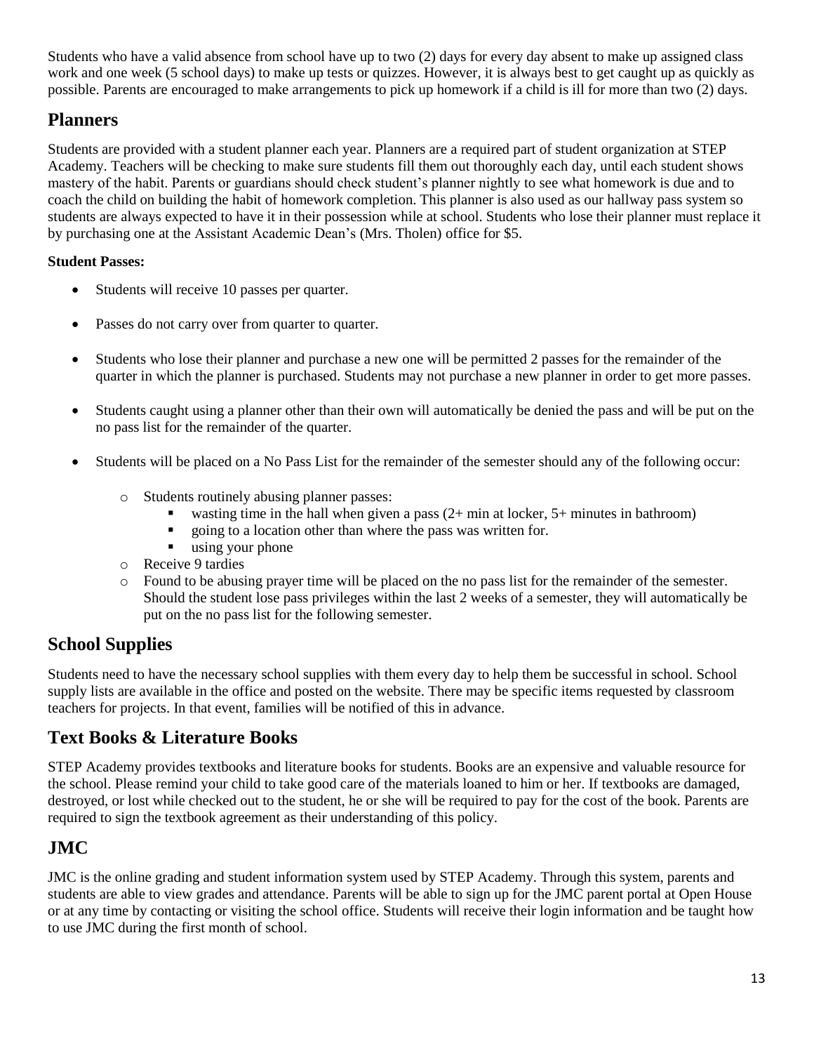Students who have a valid absence from school have up to two (2) days for every day absent to make up assigned class work and one week (5 school days) to make up tests or quizzes. However, it is always best to get caught up as quickly as possible. Parents are encouraged to make arrangements to pick up homework if a child is ill for more than two (2) days.

## Planners

Students are provided with a student planner each year. Planners are a required part of student organization at STEP Academy. Teachers will be checking to make sure students fill them out thoroughly each day, until each student shows mastery of the habit. Parents or guardians should check student's planner nightly to see what homework is due and to coach the child on building the habit of homework completion. This planner is also used as our hallway pass system so students are always expected to have it in their possession while at school. Students who lose their planner must replace it by purchasing one at the Assistant Academic Dean's (Mrs. Tholen) office for $5.

**Student Passes:**

- Students will receive 10 passes per quarter.
- Passes do not carry over from quarter to quarter.
- Students who lose their planner and purchase a new one will be permitted 2 passes for the remainder of the quarter in which the planner is purchased. Students may not purchase a new planner in order to get more passes.
- Students caught using a planner other than their own will automatically be denied the pass and will be put on the no pass list for the remainder of the quarter.
- Students will be placed on a No Pass List for the remainder of the semester should any of the following occur:
  - Students routinely abusing planner passes:
    - wasting time in the hall when given a pass (2+ min at locker, 5+ minutes in bathroom)
    - going to a location other than where the pass was written for.
    - using your phone
  - Receive 9 tardies
  - Found to be abusing prayer time will be placed on the no pass list for the remainder of the semester. Should the student lose pass privileges within the last 2 weeks of a semester, they will automatically be put on the no pass list for the following semester.

## School Supplies

Students need to have the necessary school supplies with them every day to help them be successful in school. School supply lists are available in the office and posted on the website. There may be specific items requested by classroom teachers for projects. In that event, families will be notified of this in advance.

## Text Books & Literature Books

STEP Academy provides textbooks and literature books for students. Books are an expensive and valuable resource for the school. Please remind your child to take good care of the materials loaned to him or her. If textbooks are damaged, destroyed, or lost while checked out to the student, he or she will be required to pay for the cost of the book. Parents are required to sign the textbook agreement as their understanding of this policy.

## JMC

JMC is the online grading and student information system used by STEP Academy. Through this system, parents and students are able to view grades and attendance. Parents will be able to sign up for the JMC parent portal at Open House or at any time by contacting or visiting the school office. Students will receive their login information and be taught how to use JMC during the first month of school.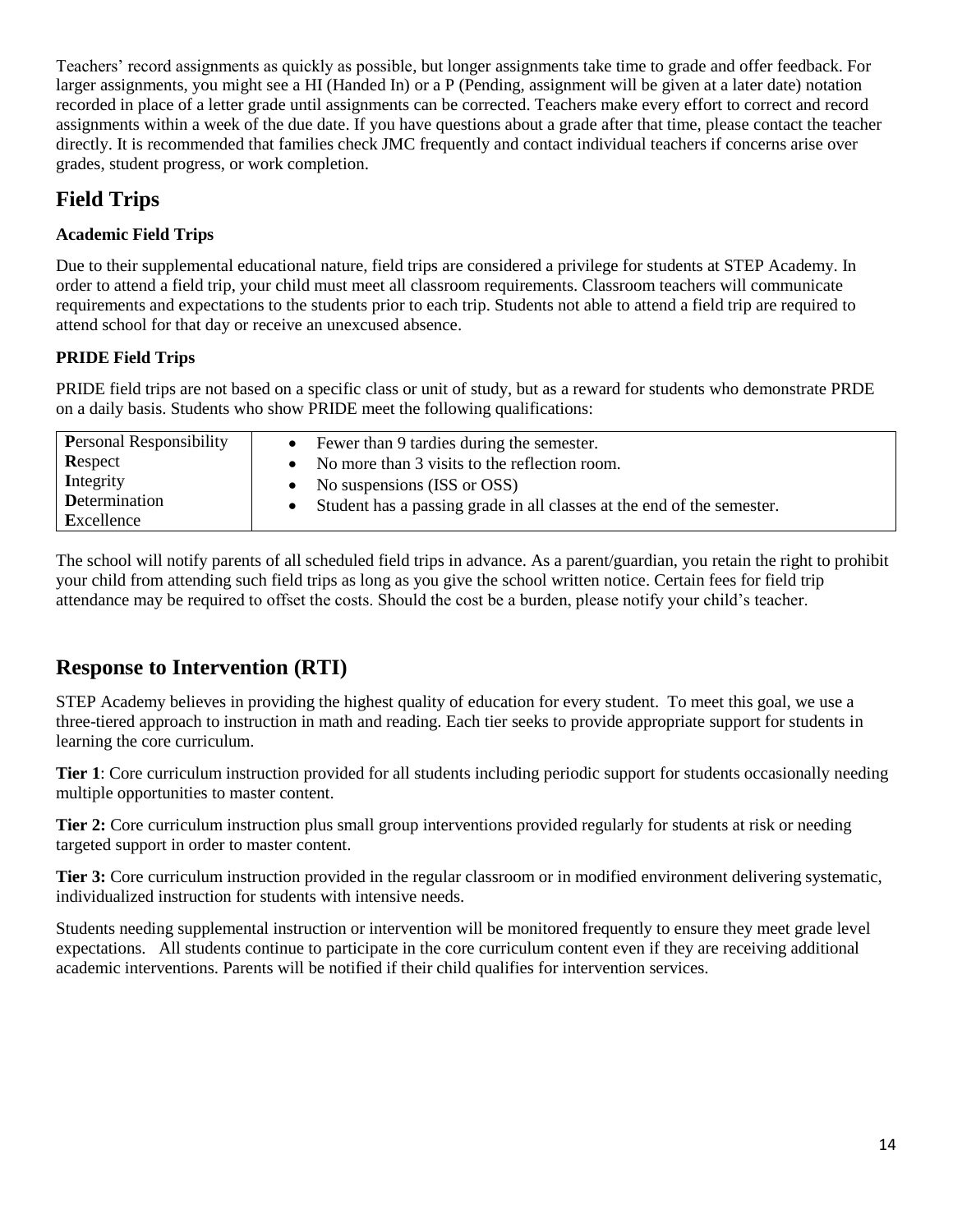Teachers' record assignments as quickly as possible, but longer assignments take time to grade and offer feedback. For larger assignments, you might see a HI (Handed In) or a P (Pending, assignment will be given at a later date) notation recorded in place of a letter grade until assignments can be corrected. Teachers make every effort to correct and record assignments within a week of the due date. If you have questions about a grade after that time, please contact the teacher directly. It is recommended that families check JMC frequently and contact individual teachers if concerns arise over grades, student progress, or work completion.

## Field Trips

### Academic Field Trips

Due to their supplemental educational nature, field trips are considered a privilege for students at STEP Academy. In order to attend a field trip, your child must meet all classroom requirements. Classroom teachers will communicate requirements and expectations to the students prior to each trip. Students not able to attend a field trip are required to attend school for that day or receive an unexcused absence.

### PRIDE Field Trips

PRIDE field trips are not based on a specific class or unit of study, but as a reward for students who demonstrate PRDE on a daily basis. Students who show PRIDE meet the following qualifications:

| | |
|---|---|
| **P**ersonal Responsibility<br>**R**espect<br>**I**ntegrity<br>**D**etermination<br>**E**xcellence | • Fewer than 9 tardies during the semester.<br>• No more than 3 visits to the reflection room.<br>• No suspensions (ISS or OSS)<br>• Student has a passing grade in all classes at the end of the semester. |

The school will notify parents of all scheduled field trips in advance. As a parent/guardian, you retain the right to prohibit your child from attending such field trips as long as you give the school written notice. Certain fees for field trip attendance may be required to offset the costs. Should the cost be a burden, please notify your child's teacher.

## Response to Intervention (RTI)

STEP Academy believes in providing the highest quality of education for every student. To meet this goal, we use a three-tiered approach to instruction in math and reading. Each tier seeks to provide appropriate support for students in learning the core curriculum.

**Tier 1**: Core curriculum instruction provided for all students including periodic support for students occasionally needing multiple opportunities to master content.

**Tier 2:** Core curriculum instruction plus small group interventions provided regularly for students at risk or needing targeted support in order to master content.

**Tier 3:** Core curriculum instruction provided in the regular classroom or in modified environment delivering systematic, individualized instruction for students with intensive needs.

Students needing supplemental instruction or intervention will be monitored frequently to ensure they meet grade level expectations. All students continue to participate in the core curriculum content even if they are receiving additional academic interventions. Parents will be notified if their child qualifies for intervention services.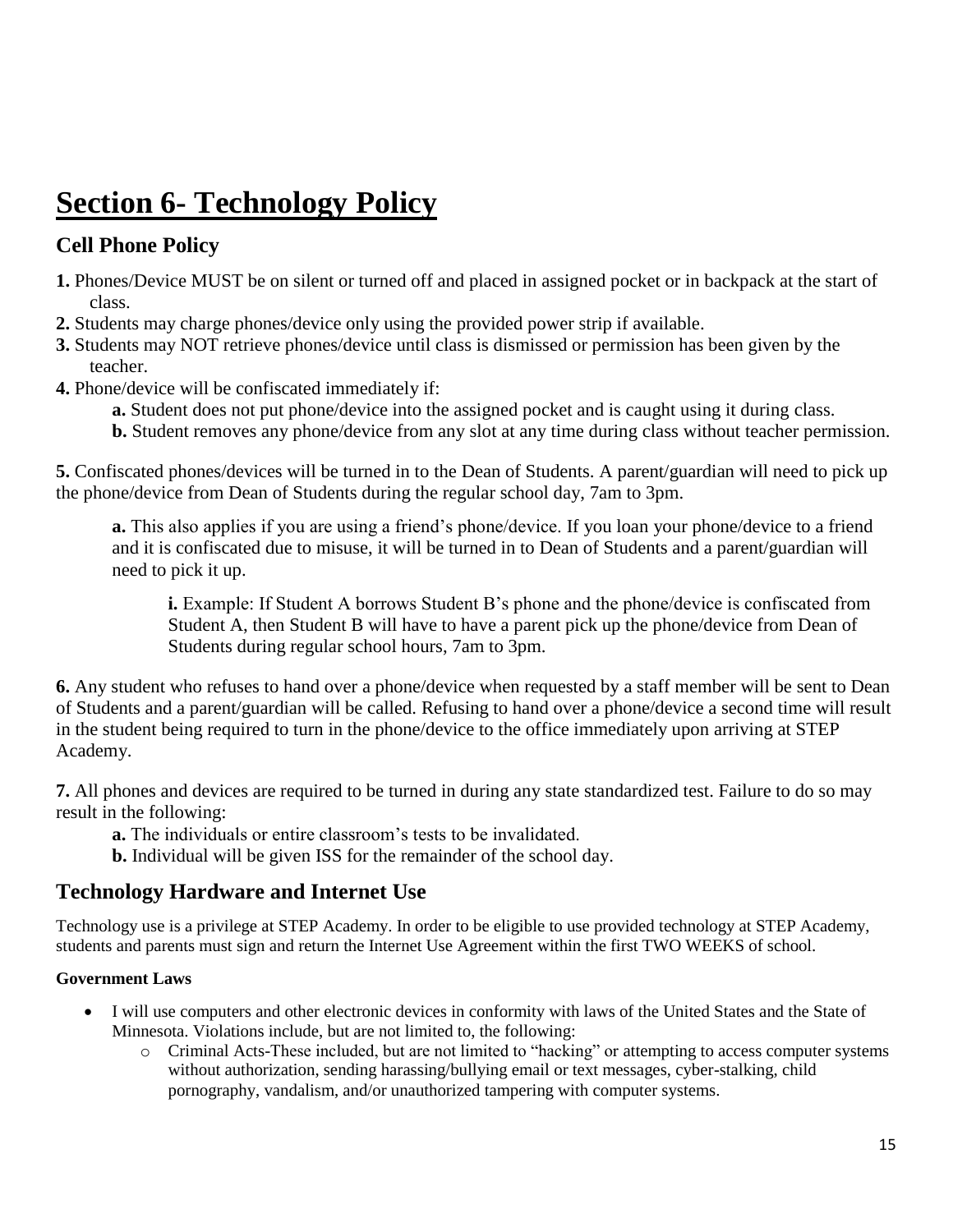# Section 6- Technology Policy

## Cell Phone Policy

**1.** Phones/Device MUST be on silent or turned off and placed in assigned pocket or in backpack at the start of class.

**2.** Students may charge phones/device only using the provided power strip if available.

**3.** Students may NOT retrieve phones/device until class is dismissed or permission has been given by the teacher.

**4.** Phone/device will be confiscated immediately if:

- **a.** Student does not put phone/device into the assigned pocket and is caught using it during class.
- **b.** Student removes any phone/device from any slot at any time during class without teacher permission.

**5.** Confiscated phones/devices will be turned in to the Dean of Students. A parent/guardian will need to pick up the phone/device from Dean of Students during the regular school day, 7am to 3pm.

> **a.** This also applies if you are using a friend's phone/device. If you loan your phone/device to a friend and it is confiscated due to misuse, it will be turned in to Dean of Students and a parent/guardian will need to pick it up.
>
> > **i.** Example: If Student A borrows Student B's phone and the phone/device is confiscated from Student A, then Student B will have to have a parent pick up the phone/device from Dean of Students during regular school hours, 7am to 3pm.

**6.** Any student who refuses to hand over a phone/device when requested by a staff member will be sent to Dean of Students and a parent/guardian will be called. Refusing to hand over a phone/device a second time will result in the student being required to turn in the phone/device to the office immediately upon arriving at STEP Academy.

**7.** All phones and devices are required to be turned in during any state standardized test. Failure to do so may result in the following:

- **a.** The individuals or entire classroom's tests to be invalidated.
- **b.** Individual will be given ISS for the remainder of the school day.

## Technology Hardware and Internet Use

Technology use is a privilege at STEP Academy. In order to be eligible to use provided technology at STEP Academy, students and parents must sign and return the Internet Use Agreement within the first TWO WEEKS of school.

#### Government Laws

- I will use computers and other electronic devices in conformity with laws of the United States and the State of Minnesota. Violations include, but are not limited to, the following:
  - Criminal Acts-These included, but are not limited to "hacking" or attempting to access computer systems without authorization, sending harassing/bullying email or text messages, cyber-stalking, child pornography, vandalism, and/or unauthorized tampering with computer systems.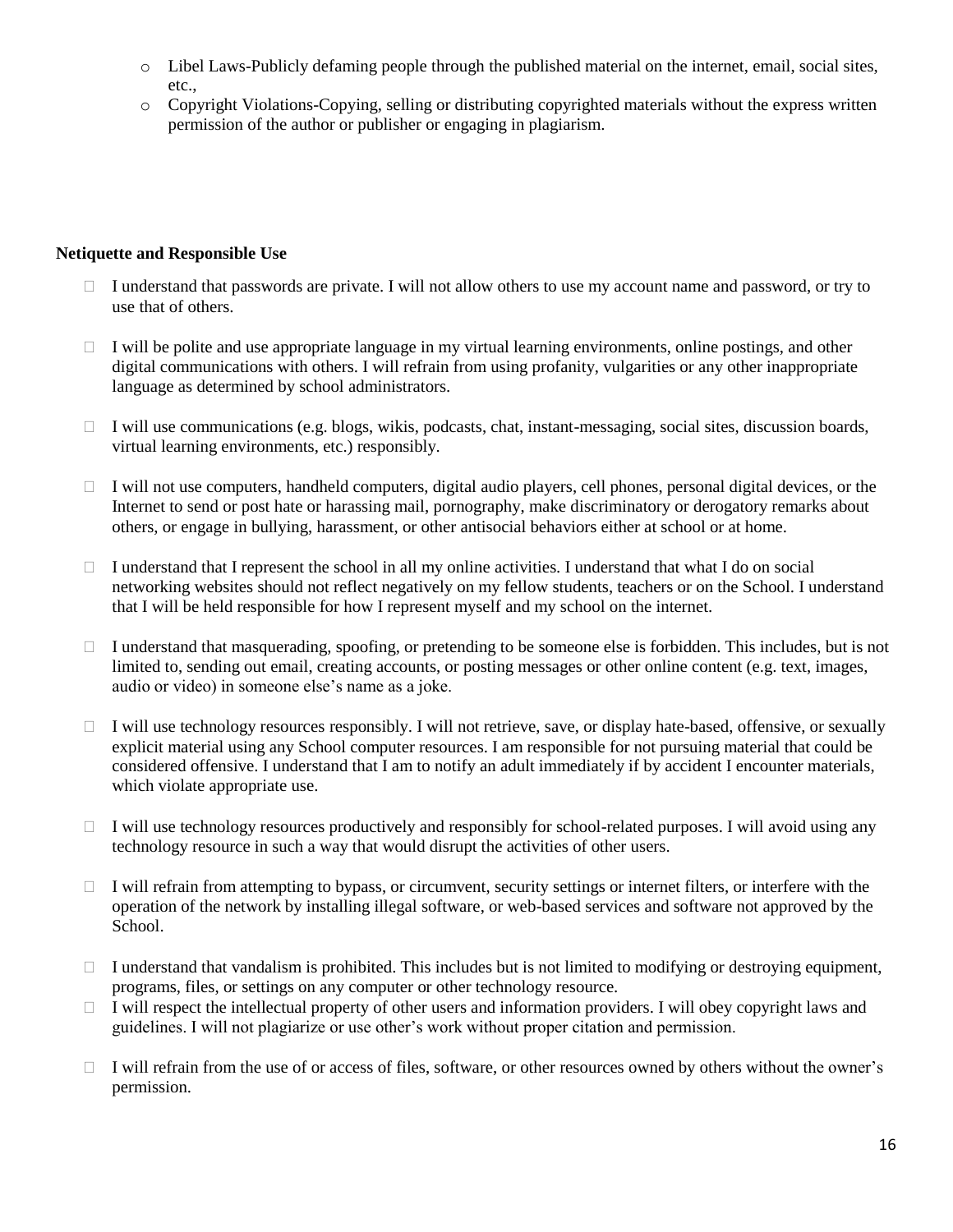- Libel Laws-Publicly defaming people through the published material on the internet, email, social sites, etc.,
- Copyright Violations-Copying, selling or distributing copyrighted materials without the express written permission of the author or publisher or engaging in plagiarism.

**Netiquette and Responsible Use**

- I understand that passwords are private. I will not allow others to use my account name and password, or try to use that of others.
- I will be polite and use appropriate language in my virtual learning environments, online postings, and other digital communications with others. I will refrain from using profanity, vulgarities or any other inappropriate language as determined by school administrators.
- I will use communications (e.g. blogs, wikis, podcasts, chat, instant-messaging, social sites, discussion boards, virtual learning environments, etc.) responsibly.
- I will not use computers, handheld computers, digital audio players, cell phones, personal digital devices, or the Internet to send or post hate or harassing mail, pornography, make discriminatory or derogatory remarks about others, or engage in bullying, harassment, or other antisocial behaviors either at school or at home.
- I understand that I represent the school in all my online activities. I understand that what I do on social networking websites should not reflect negatively on my fellow students, teachers or on the School. I understand that I will be held responsible for how I represent myself and my school on the internet.
- I understand that masquerading, spoofing, or pretending to be someone else is forbidden. This includes, but is not limited to, sending out email, creating accounts, or posting messages or other online content (e.g. text, images, audio or video) in someone else's name as a joke.
- I will use technology resources responsibly. I will not retrieve, save, or display hate-based, offensive, or sexually explicit material using any School computer resources. I am responsible for not pursuing material that could be considered offensive. I understand that I am to notify an adult immediately if by accident I encounter materials, which violate appropriate use.
- I will use technology resources productively and responsibly for school-related purposes. I will avoid using any technology resource in such a way that would disrupt the activities of other users.
- I will refrain from attempting to bypass, or circumvent, security settings or internet filters, or interfere with the operation of the network by installing illegal software, or web-based services and software not approved by the School.
- I understand that vandalism is prohibited. This includes but is not limited to modifying or destroying equipment, programs, files, or settings on any computer or other technology resource.
- I will respect the intellectual property of other users and information providers. I will obey copyright laws and guidelines. I will not plagiarize or use other's work without proper citation and permission.
- I will refrain from the use of or access of files, software, or other resources owned by others without the owner's permission.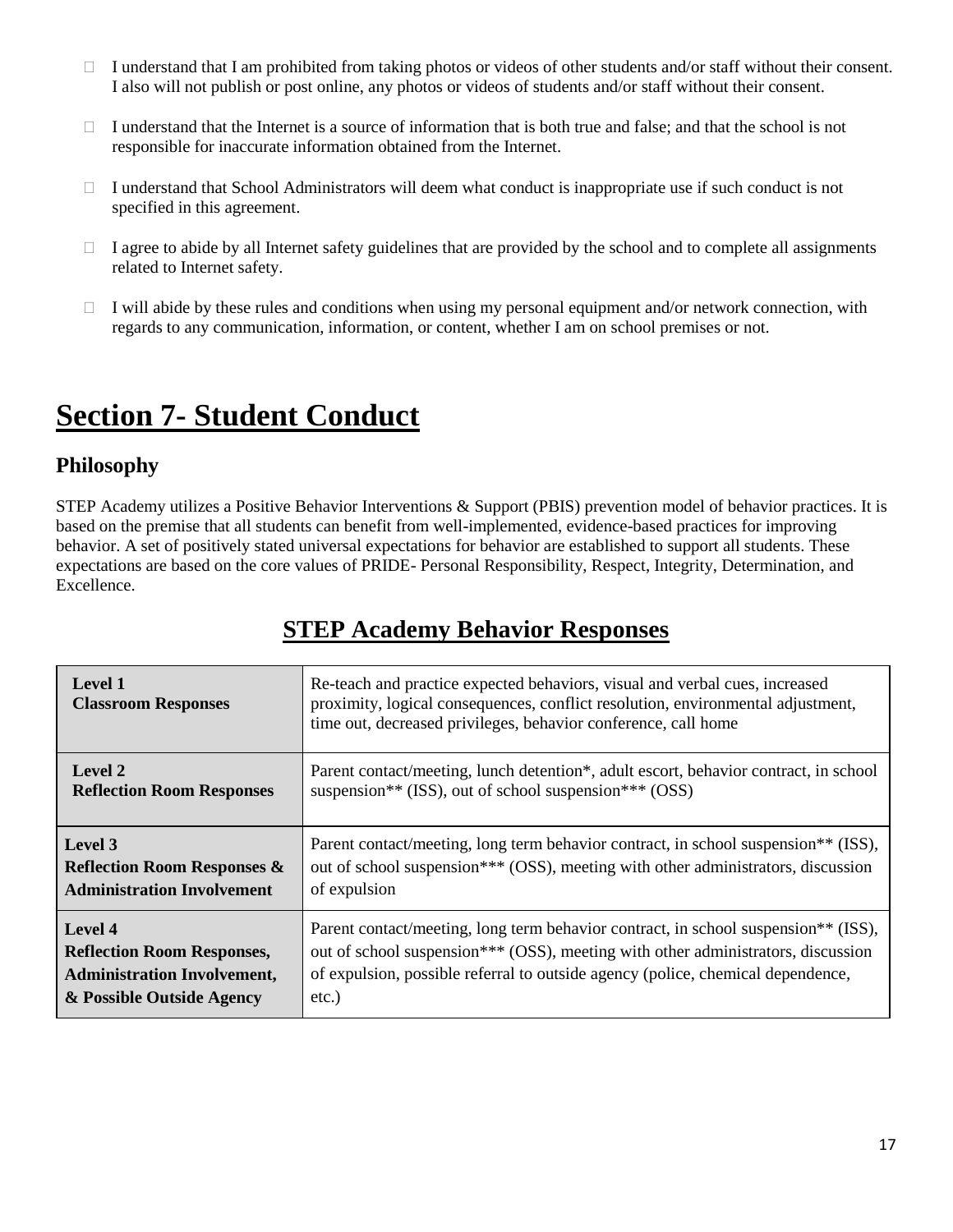- I understand that I am prohibited from taking photos or videos of other students and/or staff without their consent. I also will not publish or post online, any photos or videos of students and/or staff without their consent.
- I understand that the Internet is a source of information that is both true and false; and that the school is not responsible for inaccurate information obtained from the Internet.
- I understand that School Administrators will deem what conduct is inappropriate use if such conduct is not specified in this agreement.
- I agree to abide by all Internet safety guidelines that are provided by the school and to complete all assignments related to Internet safety.
- I will abide by these rules and conditions when using my personal equipment and/or network connection, with regards to any communication, information, or content, whether I am on school premises or not.

# Section 7- Student Conduct

## Philosophy

STEP Academy utilizes a Positive Behavior Interventions & Support (PBIS) prevention model of behavior practices. It is based on the premise that all students can benefit from well-implemented, evidence-based practices for improving behavior. A set of positively stated universal expectations for behavior are established to support all students. These expectations are based on the core values of PRIDE- Personal Responsibility, Respect, Integrity, Determination, and Excellence.

## STEP Academy Behavior Responses

| Level | Responses |
|---|---|
| **Level 1 Classroom Responses** | Re-teach and practice expected behaviors, visual and verbal cues, increased proximity, logical consequences, conflict resolution, environmental adjustment, time out, decreased privileges, behavior conference, call home |
| **Level 2 Reflection Room Responses** | Parent contact/meeting, lunch detention*, adult escort, behavior contract, in school suspension** (ISS), out of school suspension*** (OSS) |
| **Level 3 Reflection Room Responses & Administration Involvement** | Parent contact/meeting, long term behavior contract, in school suspension** (ISS), out of school suspension*** (OSS), meeting with other administrators, discussion of expulsion |
| **Level 4 Reflection Room Responses, Administration Involvement, & Possible Outside Agency** | Parent contact/meeting, long term behavior contract, in school suspension** (ISS), out of school suspension*** (OSS), meeting with other administrators, discussion of expulsion, possible referral to outside agency (police, chemical dependence, etc.) |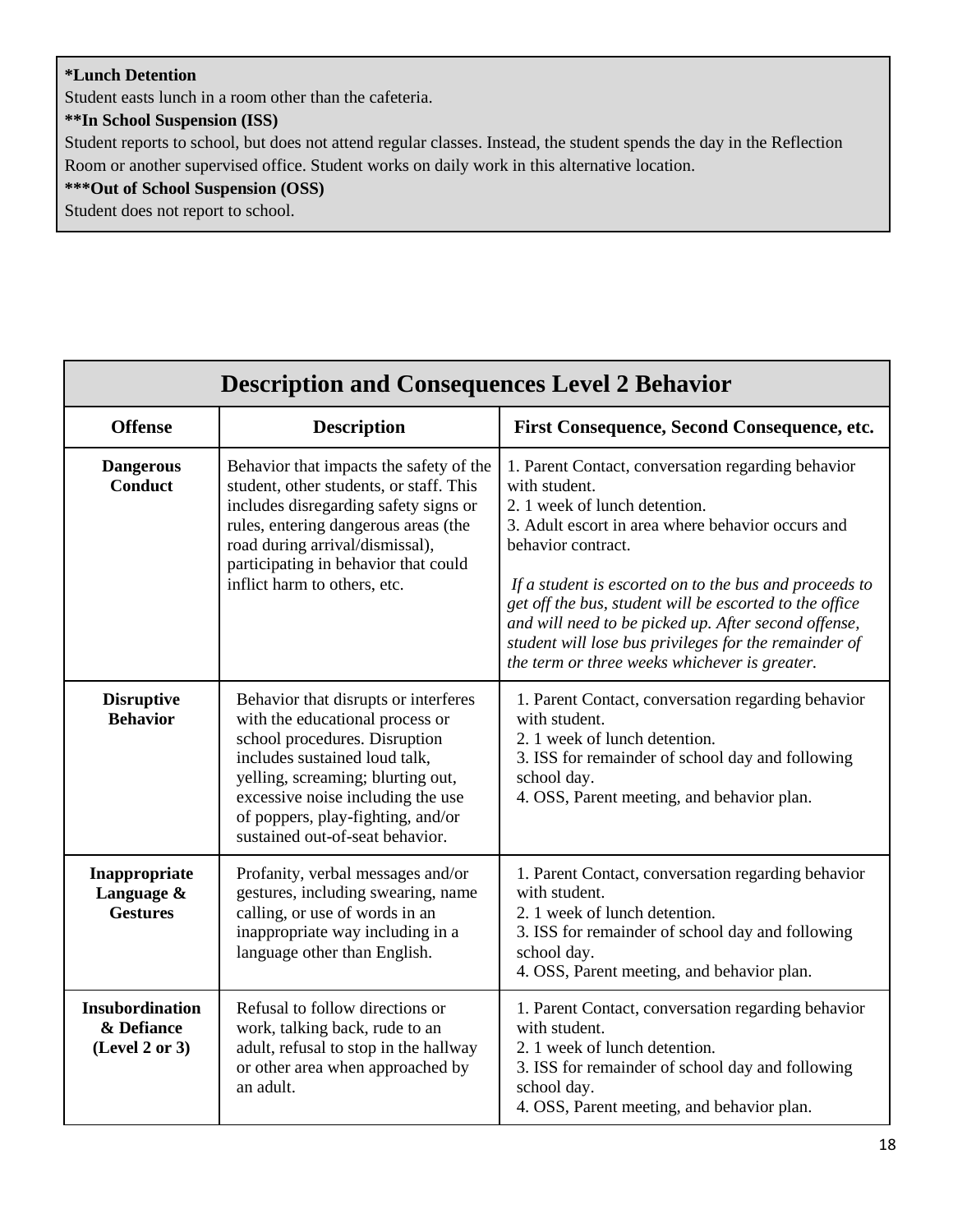**\*Lunch Detention**
Student easts lunch in a room other than the cafeteria.
**\*\*In School Suspension (ISS)**
Student reports to school, but does not attend regular classes. Instead, the student spends the day in the Reflection Room or another supervised office. Student works on daily work in this alternative location.
**\*\*\*Out of School Suspension (OSS)**
Student does not report to school.

## Description and Consequences Level 2 Behavior

| Offense | Description | First Consequence, Second Consequence, etc. |
|---|---|---|
| **Dangerous Conduct** | Behavior that impacts the safety of the student, other students, or staff. This includes disregarding safety signs or rules, entering dangerous areas (the road during arrival/dismissal), participating in behavior that could inflict harm to others, etc. | 1. Parent Contact, conversation regarding behavior with student.<br>2. 1 week of lunch detention.<br>3. Adult escort in area where behavior occurs and behavior contract.<br><br>*If a student is escorted on to the bus and proceeds to get off the bus, student will be escorted to the office and will need to be picked up. After second offense, student will lose bus privileges for the remainder of the term or three weeks whichever is greater.* |
| **Disruptive Behavior** | Behavior that disrupts or interferes with the educational process or school procedures. Disruption includes sustained loud talk, yelling, screaming; blurting out, excessive noise including the use of poppers, play-fighting, and/or sustained out-of-seat behavior. | 1. Parent Contact, conversation regarding behavior with student.<br>2. 1 week of lunch detention.<br>3. ISS for remainder of school day and following school day.<br>4. OSS, Parent meeting, and behavior plan. |
| **Inappropriate Language & Gestures** | Profanity, verbal messages and/or gestures, including swearing, name calling, or use of words in an inappropriate way including in a language other than English. | 1. Parent Contact, conversation regarding behavior with student.<br>2. 1 week of lunch detention.<br>3. ISS for remainder of school day and following school day.<br>4. OSS, Parent meeting, and behavior plan. |
| **Insubordination & Defiance (Level 2 or 3)** | Refusal to follow directions or work, talking back, rude to an adult, refusal to stop in the hallway or other area when approached by an adult. | 1. Parent Contact, conversation regarding behavior with student.<br>2. 1 week of lunch detention.<br>3. ISS for remainder of school day and following school day.<br>4. OSS, Parent meeting, and behavior plan. |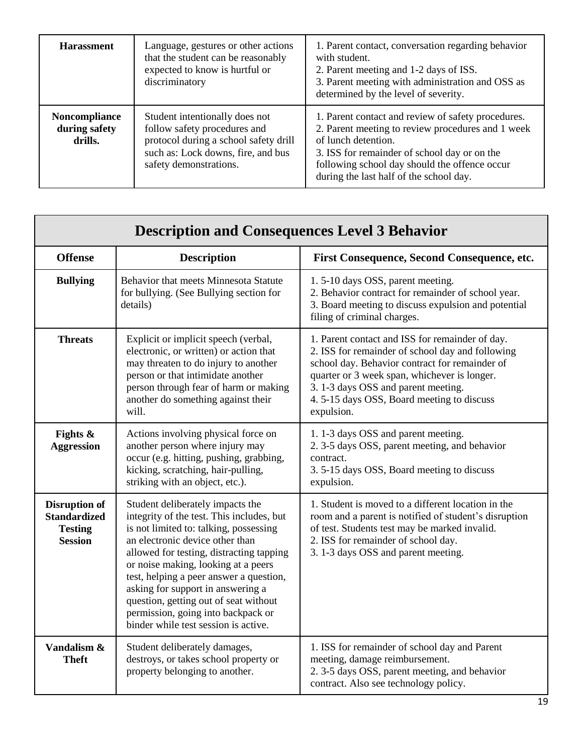| | | |
|---|---|---|
| **Harassment** | Language, gestures or other actions that the student can be reasonably expected to know is hurtful or discriminatory | 1. Parent contact, conversation regarding behavior with student.<br>2. Parent meeting and 1-2 days of ISS.<br>3. Parent meeting with administration and OSS as determined by the level of severity. |
| **Noncompliance during safety drills.** | Student intentionally does not follow safety procedures and protocol during a school safety drill such as: Lock downs, fire, and bus safety demonstrations. | 1. Parent contact and review of safety procedures.<br>2. Parent meeting to review procedures and 1 week of lunch detention.<br>3. ISS for remainder of school day or on the following school day should the offence occur during the last half of the school day. |

## Description and Consequences Level 3 Behavior

| **Offense** | **Description** | **First Consequence, Second Consequence, etc.** |
|---|---|---|
| **Bullying** | Behavior that meets Minnesota Statute for bullying. (See Bullying section for details) | 1. 5-10 days OSS, parent meeting.<br>2. Behavior contract for remainder of school year.<br>3. Board meeting to discuss expulsion and potential filing of criminal charges. |
| **Threats** | Explicit or implicit speech (verbal, electronic, or written) or action that may threaten to do injury to another person or that intimidate another person through fear of harm or making another do something against their will. | 1. Parent contact and ISS for remainder of day.<br>2. ISS for remainder of school day and following school day. Behavior contract for remainder of quarter or 3 week span, whichever is longer.<br>3. 1-3 days OSS and parent meeting.<br>4. 5-15 days OSS, Board meeting to discuss expulsion. |
| **Fights & Aggression** | Actions involving physical force on another person where injury may occur (e.g. hitting, pushing, grabbing, kicking, scratching, hair-pulling, striking with an object, etc.). | 1. 1-3 days OSS and parent meeting.<br>2. 3-5 days OSS, parent meeting, and behavior contract.<br>3. 5-15 days OSS, Board meeting to discuss expulsion. |
| **Disruption of Standardized Testing Session** | Student deliberately impacts the integrity of the test. This includes, but is not limited to: talking, possessing an electronic device other than allowed for testing, distracting tapping or noise making, looking at a peers test, helping a peer answer a question, asking for support in answering a question, getting out of seat without permission, going into backpack or binder while test session is active. | 1. Student is moved to a different location in the room and a parent is notified of student's disruption of test. Students test may be marked invalid.<br>2. ISS for remainder of school day.<br>3. 1-3 days OSS and parent meeting. |
| **Vandalism & Theft** | Student deliberately damages, destroys, or takes school property or property belonging to another. | 1. ISS for remainder of school day and Parent meeting, damage reimbursement.<br>2. 3-5 days OSS, parent meeting, and behavior contract. Also see technology policy. |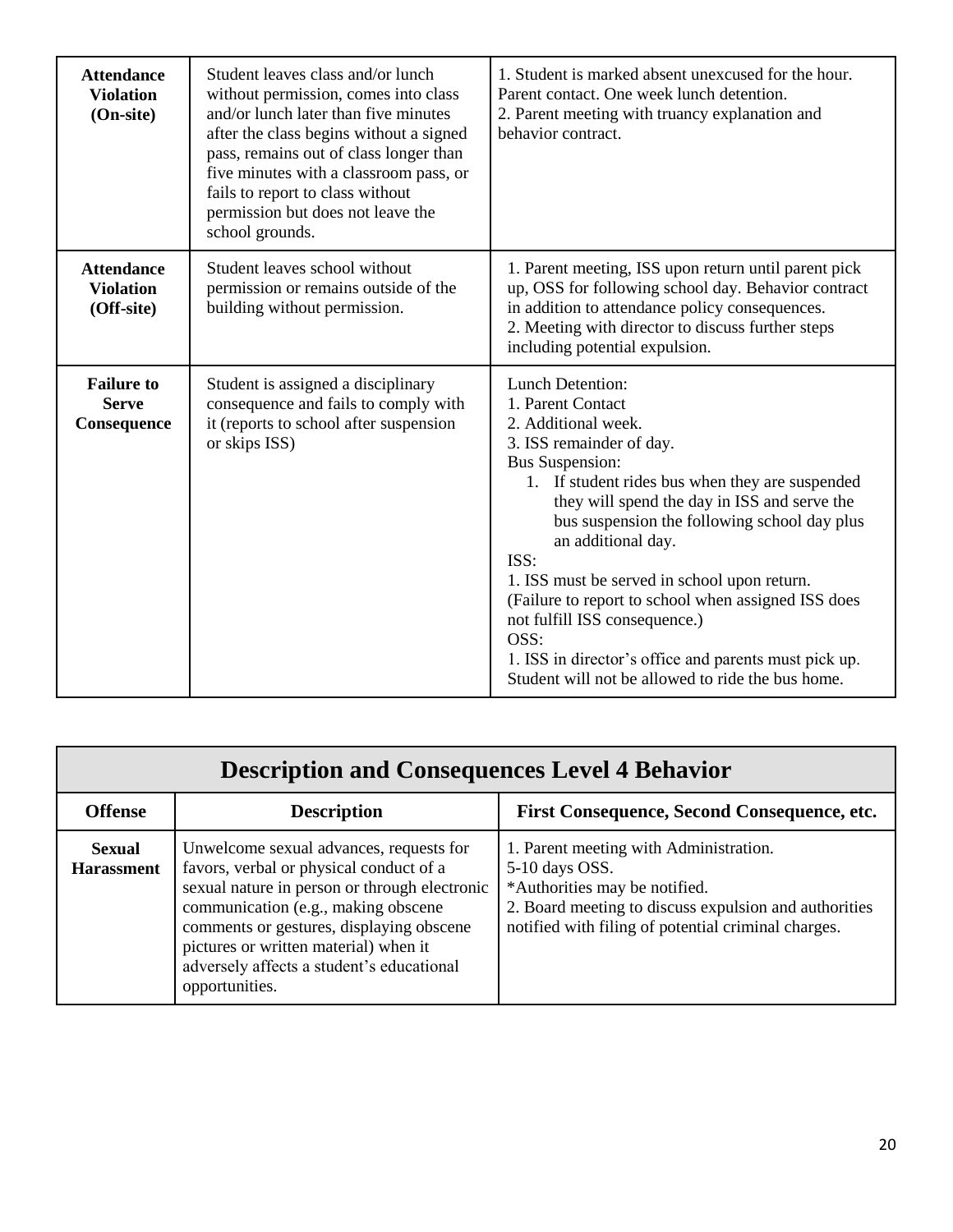| | | |
|---|---|---|
| **Attendance Violation (On-site)** | Student leaves class and/or lunch without permission, comes into class and/or lunch later than five minutes after the class begins without a signed pass, remains out of class longer than five minutes with a classroom pass, or fails to report to class without permission but does not leave the school grounds. | 1. Student is marked absent unexcused for the hour. Parent contact. One week lunch detention.<br>2. Parent meeting with truancy explanation and behavior contract. |
| **Attendance Violation (Off-site)** | Student leaves school without permission or remains outside of the building without permission. | 1. Parent meeting, ISS upon return until parent pick up, OSS for following school day. Behavior contract in addition to attendance policy consequences.<br>2. Meeting with director to discuss further steps including potential expulsion. |
| **Failure to Serve Consequence** | Student is assigned a disciplinary consequence and fails to comply with it (reports to school after suspension or skips ISS) | Lunch Detention:<br>1. Parent Contact<br>2. Additional week.<br>3. ISS remainder of day.<br>Bus Suspension:<br>1. If student rides bus when they are suspended they will spend the day in ISS and serve the bus suspension the following school day plus an additional day.<br>ISS:<br>1. ISS must be served in school upon return. (Failure to report to school when assigned ISS does not fulfill ISS consequence.)<br>OSS:<br>1. ISS in director's office and parents must pick up. Student will not be allowed to ride the bus home. |

## Description and Consequences Level 4 Behavior

| Offense | Description | First Consequence, Second Consequence, etc. |
|---|---|---|
| **Sexual Harassment** | Unwelcome sexual advances, requests for favors, verbal or physical conduct of a sexual nature in person or through electronic communication (e.g., making obscene comments or gestures, displaying obscene pictures or written material) when it adversely affects a student's educational opportunities. | 1. Parent meeting with Administration.<br>5-10 days OSS.<br>*Authorities may be notified.<br>2. Board meeting to discuss expulsion and authorities notified with filing of potential criminal charges. |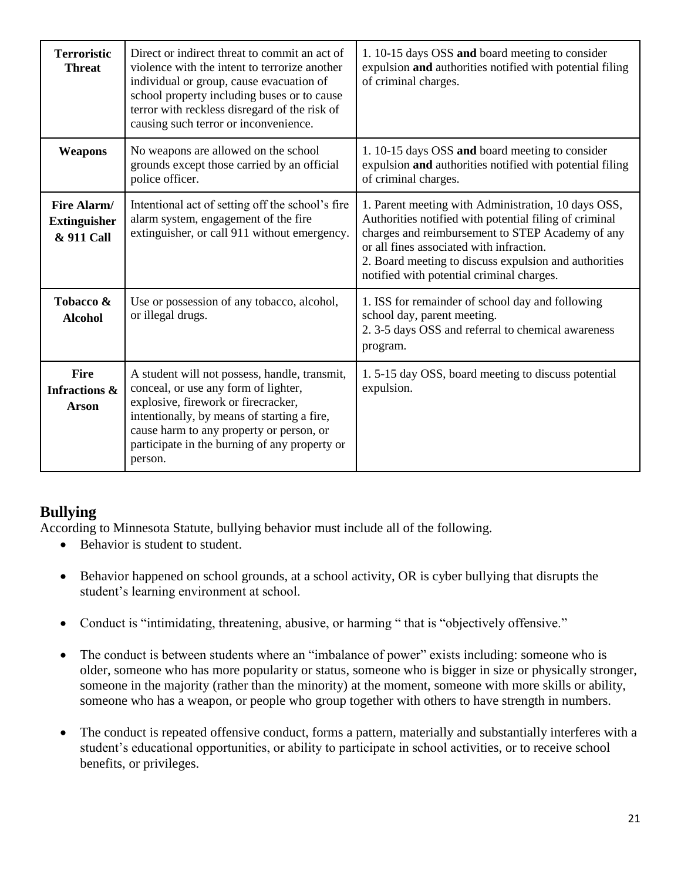| **Terroristic Threat** | Direct or indirect threat to commit an act of violence with the intent to terrorize another individual or group, cause evacuation of school property including buses or to cause terror with reckless disregard of the risk of causing such terror or inconvenience. | 1. 10-15 days OSS **and** board meeting to consider expulsion **and** authorities notified with potential filing of criminal charges. |
|---|---|---|
| **Weapons** | No weapons are allowed on the school grounds except those carried by an official police officer. | 1. 10-15 days OSS **and** board meeting to consider expulsion **and** authorities notified with potential filing of criminal charges. |
| **Fire Alarm/ Extinguisher & 911 Call** | Intentional act of setting off the school's fire alarm system, engagement of the fire extinguisher, or call 911 without emergency. | 1. Parent meeting with Administration, 10 days OSS, Authorities notified with potential filing of criminal charges and reimbursement to STEP Academy of any or all fines associated with infraction.<br>2. Board meeting to discuss expulsion and authorities notified with potential criminal charges. |
| **Tobacco & Alcohol** | Use or possession of any tobacco, alcohol, or illegal drugs. | 1. ISS for remainder of school day and following school day, parent meeting.<br>2. 3-5 days OSS and referral to chemical awareness program. |
| **Fire Infractions & Arson** | A student will not possess, handle, transmit, conceal, or use any form of lighter, explosive, firework or firecracker, intentionally, by means of starting a fire, cause harm to any property or person, or participate in the burning of any property or person. | 1. 5-15 day OSS, board meeting to discuss potential expulsion. |

## Bullying

According to Minnesota Statute, bullying behavior must include all of the following.

- Behavior is student to student.
- Behavior happened on school grounds, at a school activity, OR is cyber bullying that disrupts the student's learning environment at school.
- Conduct is "intimidating, threatening, abusive, or harming " that is "objectively offensive."
- The conduct is between students where an "imbalance of power" exists including: someone who is older, someone who has more popularity or status, someone who is bigger in size or physically stronger, someone in the majority (rather than the minority) at the moment, someone with more skills or ability, someone who has a weapon, or people who group together with others to have strength in numbers.
- The conduct is repeated offensive conduct, forms a pattern, materially and substantially interferes with a student's educational opportunities, or ability to participate in school activities, or to receive school benefits, or privileges.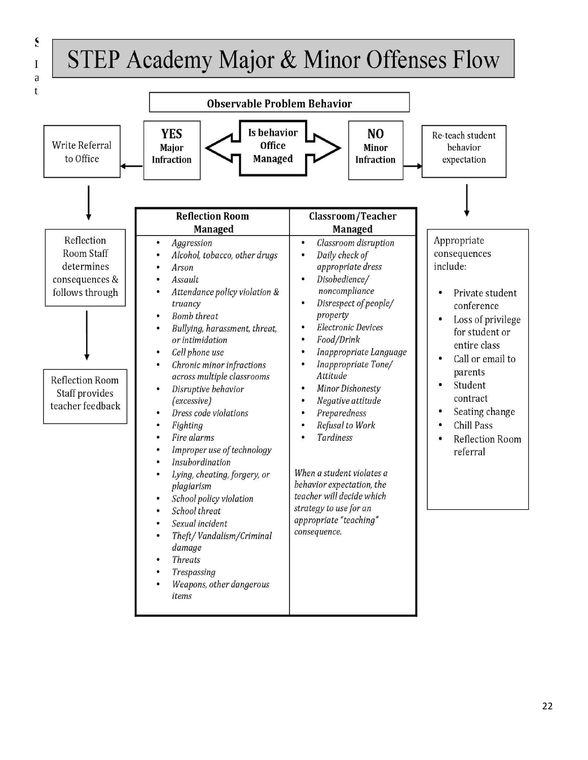# STEP Academy Major & Minor Offenses Flow

**Observable Problem Behavior**

**Is behavior Office Managed**

- **YES** — Major Infraction → Write Referral to Office → Reflection Room Staff determines consequences & follows through → Reflection Room Staff provides teacher feedback
- **NO** — Minor Infraction → Re-teach student behavior expectation → Appropriate consequences include:
  - Private student conference
  - Loss of privilege for student or entire class
  - Call or email to parents
  - Student contract
  - Seating change
  - Chill Pass
  - Reflection Room referral

| Reflection Room Managed | Classroom/Teacher Managed |
|---|---|
| • *Aggression*<br>• *Alcohol, tobacco, other drugs*<br>• *Arson*<br>• *Assault*<br>• *Attendance policy violation & truancy*<br>• *Bomb threat*<br>• *Bullying, harassment, threat, or intimidation*<br>• *Cell phone use*<br>• *Chronic minor infractions across multiple classrooms*<br>• *Disruptive behavior (excessive)*<br>• *Dress code violations*<br>• *Fighting*<br>• *Fire alarms*<br>• *Improper use of technology*<br>• *Insubordination*<br>• *Lying, cheating, forgery, or plagiarism*<br>• *School policy violation*<br>• *School threat*<br>• *Sexual incident*<br>• *Theft/ Vandalism/Criminal damage*<br>• *Threats*<br>• *Trespassing*<br>• *Weapons, other dangerous items* | • *Classroom disruption*<br>• *Daily check of appropriate dress*<br>• *Disobedience/ noncompliance*<br>• *Disrespect of people/ property*<br>• *Electronic Devices*<br>• *Food/Drink*<br>• *Inappropriate Language*<br>• *Inappropriate Tone/ Attitude*<br>• *Minor Dishonesty*<br>• *Negative attitude*<br>• *Preparedness*<br>• *Refusal to Work*<br>• *Tardiness*<br><br>*When a student violates a behavior expectation, the teacher will decide which strategy to use for an appropriate "teaching" consequence.* |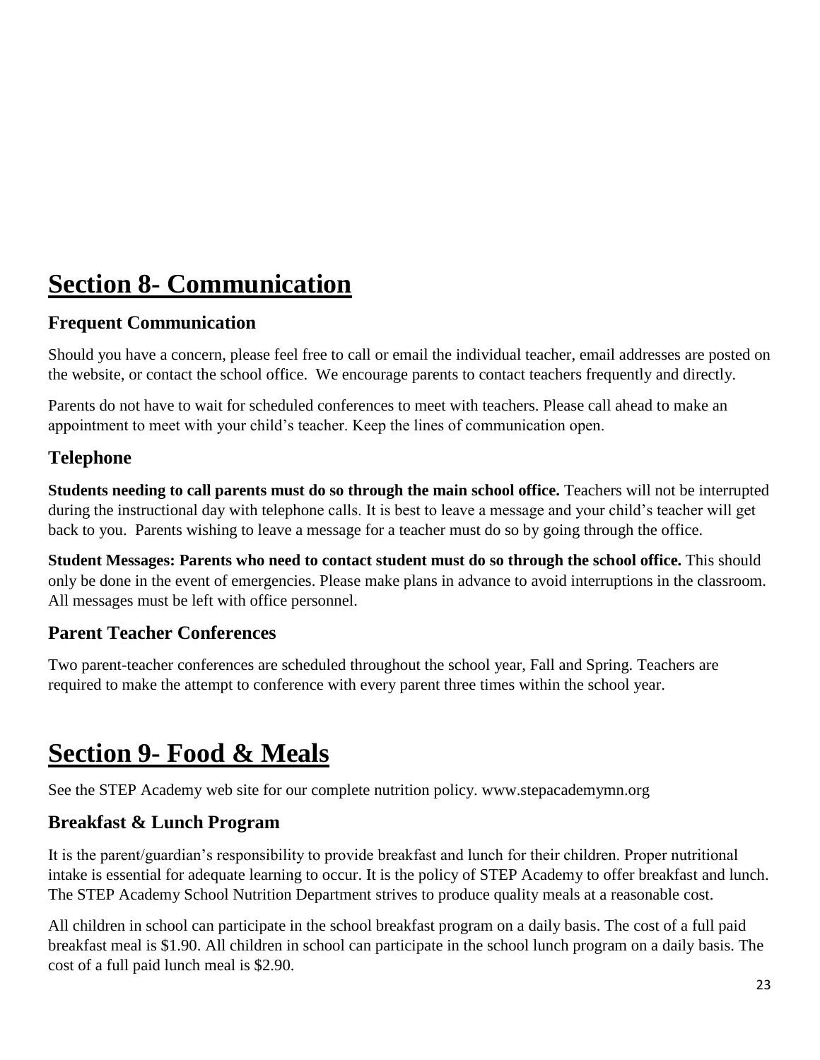# Section 8- Communication

## Frequent Communication

Should you have a concern, please feel free to call or email the individual teacher, email addresses are posted on the website, or contact the school office. We encourage parents to contact teachers frequently and directly.

Parents do not have to wait for scheduled conferences to meet with teachers. Please call ahead to make an appointment to meet with your child's teacher. Keep the lines of communication open.

## Telephone

**Students needing to call parents must do so through the main school office.** Teachers will not be interrupted during the instructional day with telephone calls. It is best to leave a message and your child's teacher will get back to you. Parents wishing to leave a message for a teacher must do so by going through the office.

**Student Messages: Parents who need to contact student must do so through the school office.** This should only be done in the event of emergencies. Please make plans in advance to avoid interruptions in the classroom. All messages must be left with office personnel.

## Parent Teacher Conferences

Two parent-teacher conferences are scheduled throughout the school year, Fall and Spring. Teachers are required to make the attempt to conference with every parent three times within the school year.

# Section 9- Food & Meals

See the STEP Academy web site for our complete nutrition policy. www.stepacademymn.org

## Breakfast & Lunch Program

It is the parent/guardian's responsibility to provide breakfast and lunch for their children. Proper nutritional intake is essential for adequate learning to occur. It is the policy of STEP Academy to offer breakfast and lunch. The STEP Academy School Nutrition Department strives to produce quality meals at a reasonable cost.

All children in school can participate in the school breakfast program on a daily basis. The cost of a full paid breakfast meal is $1.90. All children in school can participate in the school lunch program on a daily basis. The cost of a full paid lunch meal is $2.90.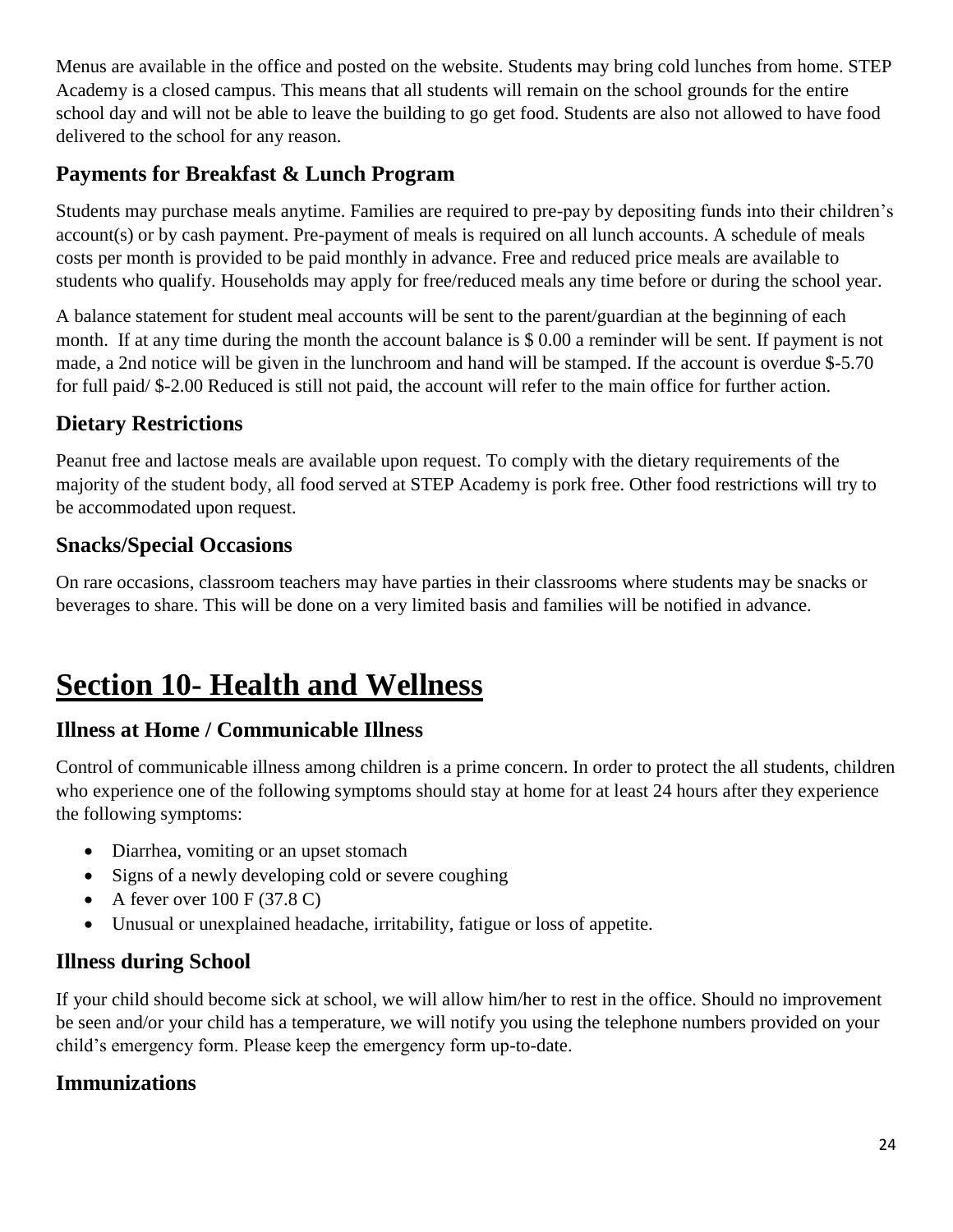Menus are available in the office and posted on the website. Students may bring cold lunches from home. STEP Academy is a closed campus. This means that all students will remain on the school grounds for the entire school day and will not be able to leave the building to go get food. Students are also not allowed to have food delivered to the school for any reason.

### Payments for Breakfast & Lunch Program

Students may purchase meals anytime. Families are required to pre-pay by depositing funds into their children's account(s) or by cash payment. Pre-payment of meals is required on all lunch accounts. A schedule of meals costs per month is provided to be paid monthly in advance. Free and reduced price meals are available to students who qualify. Households may apply for free/reduced meals any time before or during the school year.

A balance statement for student meal accounts will be sent to the parent/guardian at the beginning of each month. If at any time during the month the account balance is $ 0.00 a reminder will be sent. If payment is not made, a 2nd notice will be given in the lunchroom and hand will be stamped. If the account is overdue $-5.70 for full paid/ $-2.00 Reduced is still not paid, the account will refer to the main office for further action.

### Dietary Restrictions

Peanut free and lactose meals are available upon request. To comply with the dietary requirements of the majority of the student body, all food served at STEP Academy is pork free. Other food restrictions will try to be accommodated upon request.

### Snacks/Special Occasions

On rare occasions, classroom teachers may have parties in their classrooms where students may be snacks or beverages to share. This will be done on a very limited basis and families will be notified in advance.

# Section 10- Health and Wellness

### Illness at Home / Communicable Illness

Control of communicable illness among children is a prime concern. In order to protect the all students, children who experience one of the following symptoms should stay at home for at least 24 hours after they experience the following symptoms:

- Diarrhea, vomiting or an upset stomach
- Signs of a newly developing cold or severe coughing
- A fever over 100 F (37.8 C)
- Unusual or unexplained headache, irritability, fatigue or loss of appetite.

### Illness during School

If your child should become sick at school, we will allow him/her to rest in the office. Should no improvement be seen and/or your child has a temperature, we will notify you using the telephone numbers provided on your child's emergency form. Please keep the emergency form up-to-date.

### Immunizations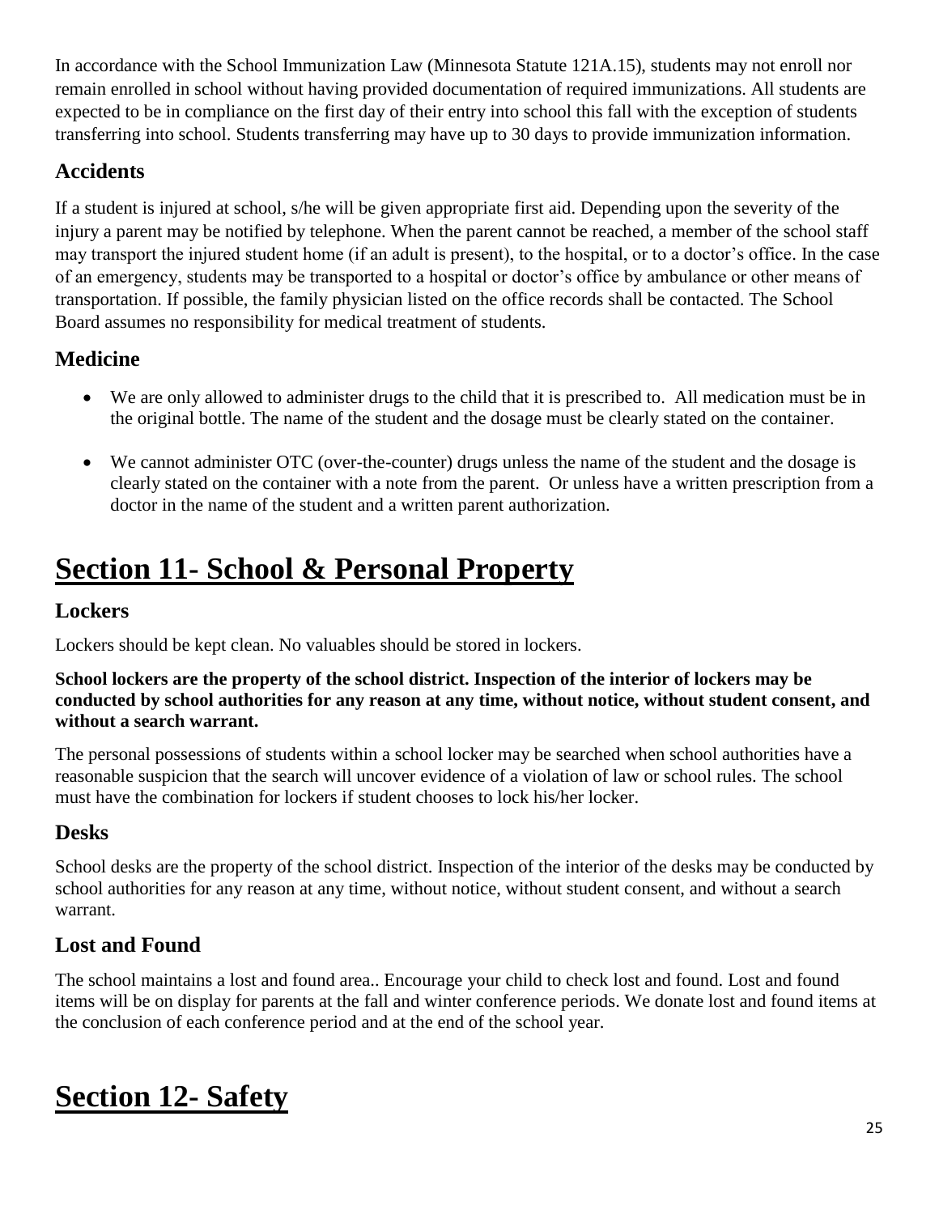In accordance with the School Immunization Law (Minnesota Statute 121A.15), students may not enroll nor remain enrolled in school without having provided documentation of required immunizations. All students are expected to be in compliance on the first day of their entry into school this fall with the exception of students transferring into school. Students transferring may have up to 30 days to provide immunization information.

### Accidents

If a student is injured at school, s/he will be given appropriate first aid. Depending upon the severity of the injury a parent may be notified by telephone. When the parent cannot be reached, a member of the school staff may transport the injured student home (if an adult is present), to the hospital, or to a doctor's office. In the case of an emergency, students may be transported to a hospital or doctor's office by ambulance or other means of transportation. If possible, the family physician listed on the office records shall be contacted. The School Board assumes no responsibility for medical treatment of students.

### Medicine

- We are only allowed to administer drugs to the child that it is prescribed to.  All medication must be in the original bottle. The name of the student and the dosage must be clearly stated on the container.

- We cannot administer OTC (over-the-counter) drugs unless the name of the student and the dosage is clearly stated on the container with a note from the parent.  Or unless have a written prescription from a doctor in the name of the student and a written parent authorization.

## Section 11- School & Personal Property

### Lockers

Lockers should be kept clean. No valuables should be stored in lockers.

**School lockers are the property of the school district. Inspection of the interior of lockers may be conducted by school authorities for any reason at any time, without notice, without student consent, and without a search warrant.**

The personal possessions of students within a school locker may be searched when school authorities have a reasonable suspicion that the search will uncover evidence of a violation of law or school rules. The school must have the combination for lockers if student chooses to lock his/her locker.

### Desks

School desks are the property of the school district. Inspection of the interior of the desks may be conducted by school authorities for any reason at any time, without notice, without student consent, and without a search warrant.

### Lost and Found

The school maintains a lost and found area.. Encourage your child to check lost and found. Lost and found items will be on display for parents at the fall and winter conference periods. We donate lost and found items at the conclusion of each conference period and at the end of the school year.

## Section 12- Safety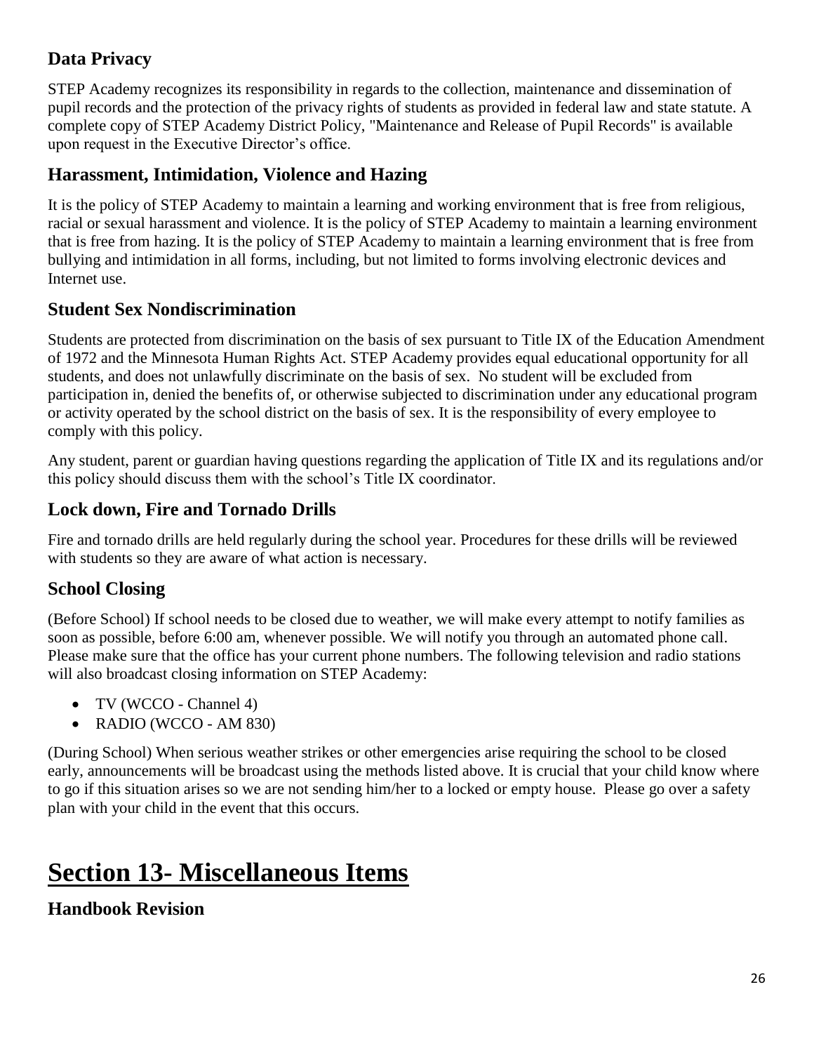## Data Privacy

STEP Academy recognizes its responsibility in regards to the collection, maintenance and dissemination of pupil records and the protection of the privacy rights of students as provided in federal law and state statute. A complete copy of STEP Academy District Policy, "Maintenance and Release of Pupil Records" is available upon request in the Executive Director's office.

## Harassment, Intimidation, Violence and Hazing

It is the policy of STEP Academy to maintain a learning and working environment that is free from religious, racial or sexual harassment and violence. It is the policy of STEP Academy to maintain a learning environment that is free from hazing. It is the policy of STEP Academy to maintain a learning environment that is free from bullying and intimidation in all forms, including, but not limited to forms involving electronic devices and Internet use.

## Student Sex Nondiscrimination

Students are protected from discrimination on the basis of sex pursuant to Title IX of the Education Amendment of 1972 and the Minnesota Human Rights Act. STEP Academy provides equal educational opportunity for all students, and does not unlawfully discriminate on the basis of sex. No student will be excluded from participation in, denied the benefits of, or otherwise subjected to discrimination under any educational program or activity operated by the school district on the basis of sex. It is the responsibility of every employee to comply with this policy.

Any student, parent or guardian having questions regarding the application of Title IX and its regulations and/or this policy should discuss them with the school's Title IX coordinator.

## Lock down, Fire and Tornado Drills

Fire and tornado drills are held regularly during the school year. Procedures for these drills will be reviewed with students so they are aware of what action is necessary.

## School Closing

(Before School) If school needs to be closed due to weather, we will make every attempt to notify families as soon as possible, before 6:00 am, whenever possible. We will notify you through an automated phone call. Please make sure that the office has your current phone numbers. The following television and radio stations will also broadcast closing information on STEP Academy:

- TV (WCCO - Channel 4)
- RADIO (WCCO - AM 830)

(During School) When serious weather strikes or other emergencies arise requiring the school to be closed early, announcements will be broadcast using the methods listed above. It is crucial that your child know where to go if this situation arises so we are not sending him/her to a locked or empty house. Please go over a safety plan with your child in the event that this occurs.

# Section 13- Miscellaneous Items

## Handbook Revision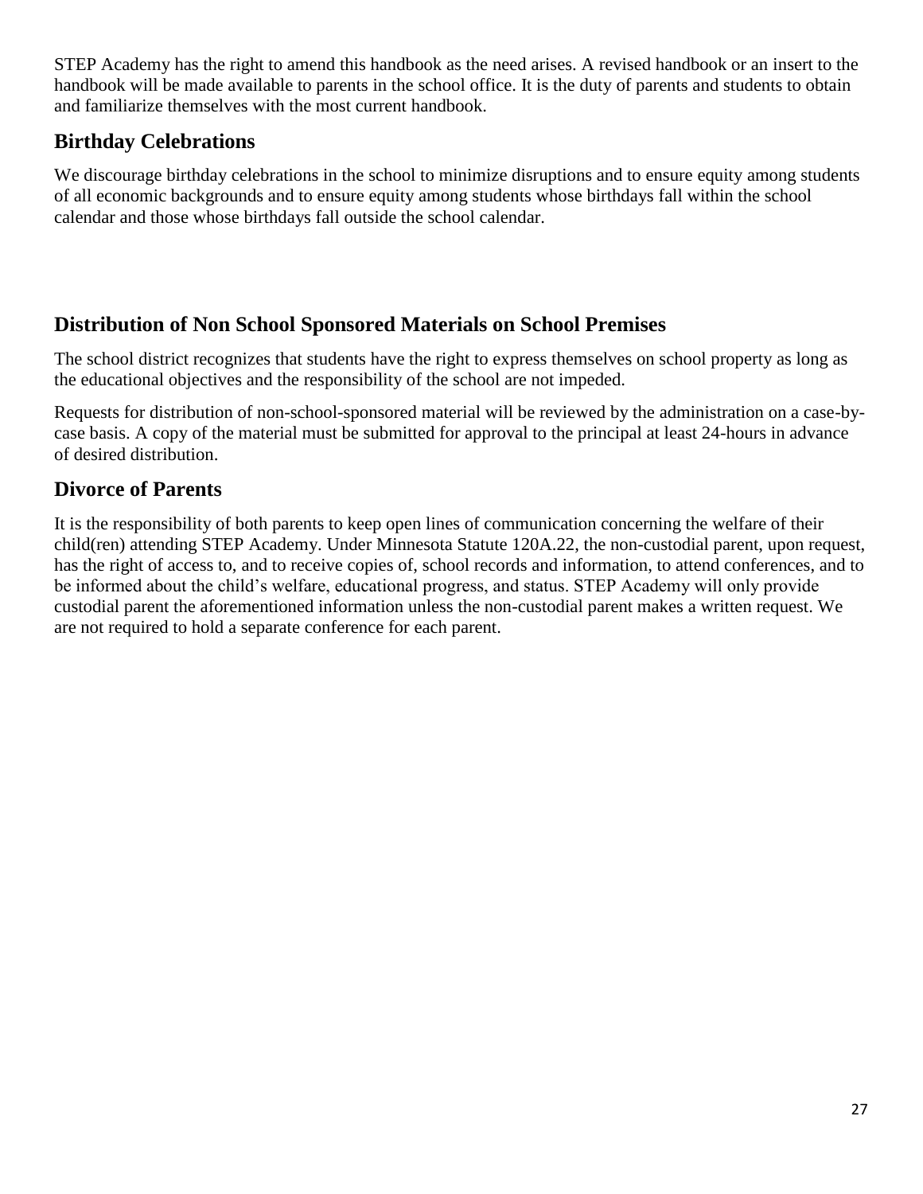STEP Academy has the right to amend this handbook as the need arises. A revised handbook or an insert to the handbook will be made available to parents in the school office. It is the duty of parents and students to obtain and familiarize themselves with the most current handbook.

## Birthday Celebrations

We discourage birthday celebrations in the school to minimize disruptions and to ensure equity among students of all economic backgrounds and to ensure equity among students whose birthdays fall within the school calendar and those whose birthdays fall outside the school calendar.

## Distribution of Non School Sponsored Materials on School Premises

The school district recognizes that students have the right to express themselves on school property as long as the educational objectives and the responsibility of the school are not impeded.

Requests for distribution of non-school-sponsored material will be reviewed by the administration on a case-by-case basis. A copy of the material must be submitted for approval to the principal at least 24-hours in advance of desired distribution.

## Divorce of Parents

It is the responsibility of both parents to keep open lines of communication concerning the welfare of their child(ren) attending STEP Academy. Under Minnesota Statute 120A.22, the non-custodial parent, upon request, has the right of access to, and to receive copies of, school records and information, to attend conferences, and to be informed about the child's welfare, educational progress, and status. STEP Academy will only provide custodial parent the aforementioned information unless the non-custodial parent makes a written request. We are not required to hold a separate conference for each parent.